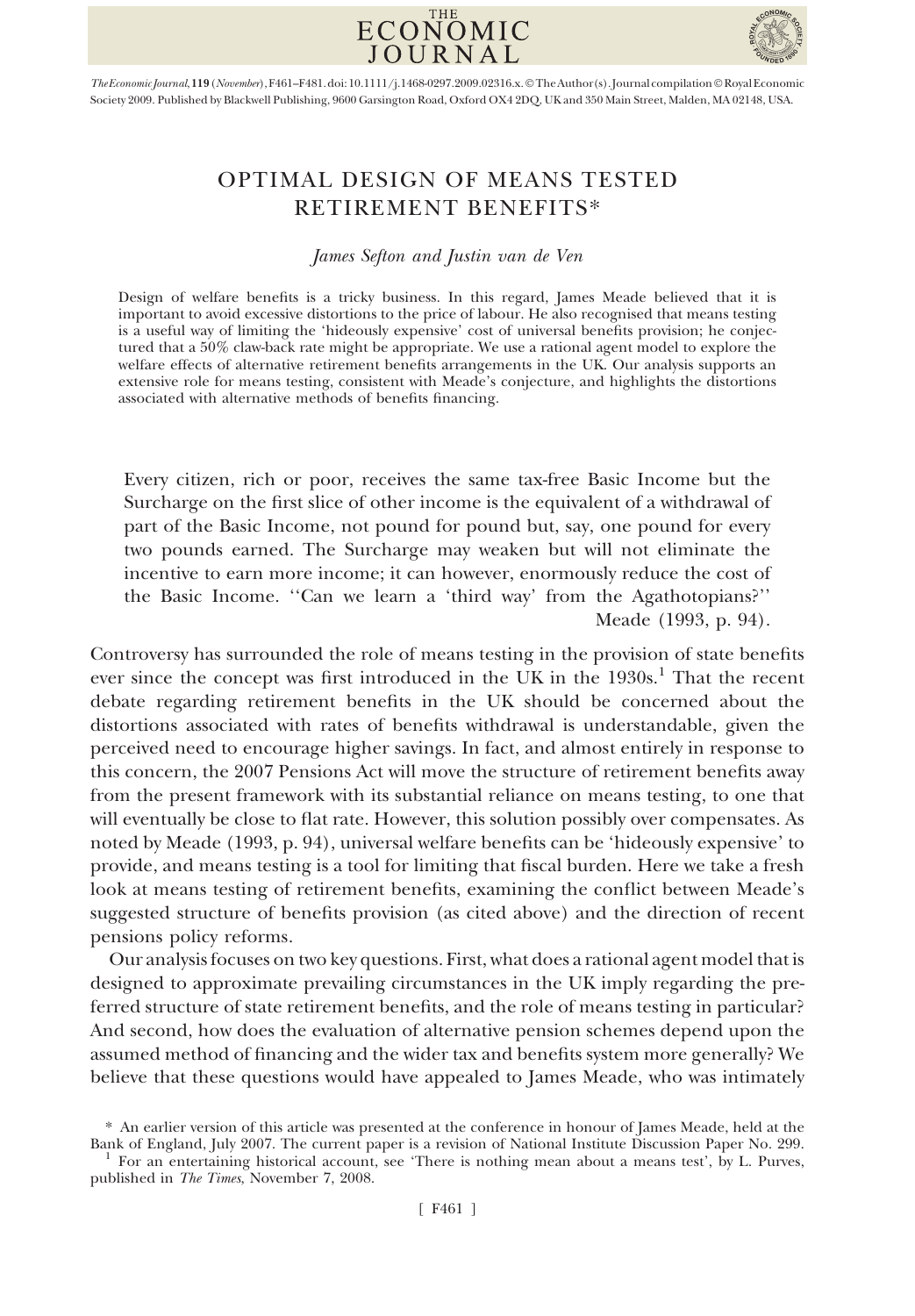# OPTIMAL DESIGN OF MEANS TESTED RETIREMENT BENEFITS*

*James Sefton and Justin van de Ven*

Design of welfare benefits is a tricky business. In this regard, James Meade believed that it is important to avoid excessive distortions to the price of labour. He also recognised that means testing is a useful way of limiting the 'hideously expensive' cost of universal benefits provision; he conjectured that a 50% claw-back rate might be appropriate. We use a rational agent model to explore the welfare effects of alternative retirement benefits arrangements in the UK. Our analysis supports an extensive role for means testing, consistent with Meade's conjecture, and highlights the distortions associated with alternative methods of benefits financing.

> Every citizen, rich or poor, receives the same tax-free Basic Income but the Surcharge on the first slice of other income is the equivalent of a withdrawal of part of the Basic Income, not pound for pound but, say, one pound for every two pounds earned. The Surcharge may weaken but will not eliminate the incentive to earn more income; it can however, enormously reduce the cost of the Basic Income. ''Can we learn a 'third way' from the Agathotopians?''
> Meade (1993, p. 94).

Controversy has surrounded the role of means testing in the provision of state benefits ever since the concept was first introduced in the UK in the 1930s.[1] That the recent debate regarding retirement benefits in the UK should be concerned about the distortions associated with rates of benefits withdrawal is understandable, given the perceived need to encourage higher savings. In fact, and almost entirely in response to this concern, the 2007 Pensions Act will move the structure of retirement benefits away from the present framework with its substantial reliance on means testing, to one that will eventually be close to flat rate. However, this solution possibly over compensates. As noted by Meade (1993, p. 94), universal welfare benefits can be 'hideously expensive' to provide, and means testing is a tool for limiting that fiscal burden. Here we take a fresh look at means testing of retirement benefits, examining the conflict between Meade's suggested structure of benefits provision (as cited above) and the direction of recent pensions policy reforms.

Our analysis focuses on two key questions. First, what does a rational agent model that is designed to approximate prevailing circumstances in the UK imply regarding the preferred structure of state retirement benefits, and the role of means testing in particular? And second, how does the evaluation of alternative pension schemes depend upon the assumed method of financing and the wider tax and benefits system more generally? We believe that these questions would have appealed to James Meade, who was intimately

\* An earlier version of this article was presented at the conference in honour of James Meade, held at the Bank of England, July 2007. The current paper is a revision of National Institute Discussion Paper No. 299.

[1] For an entertaining historical account, see 'There is nothing mean about a means test', by L. Purves, published in *The Times*, November 7, 2008.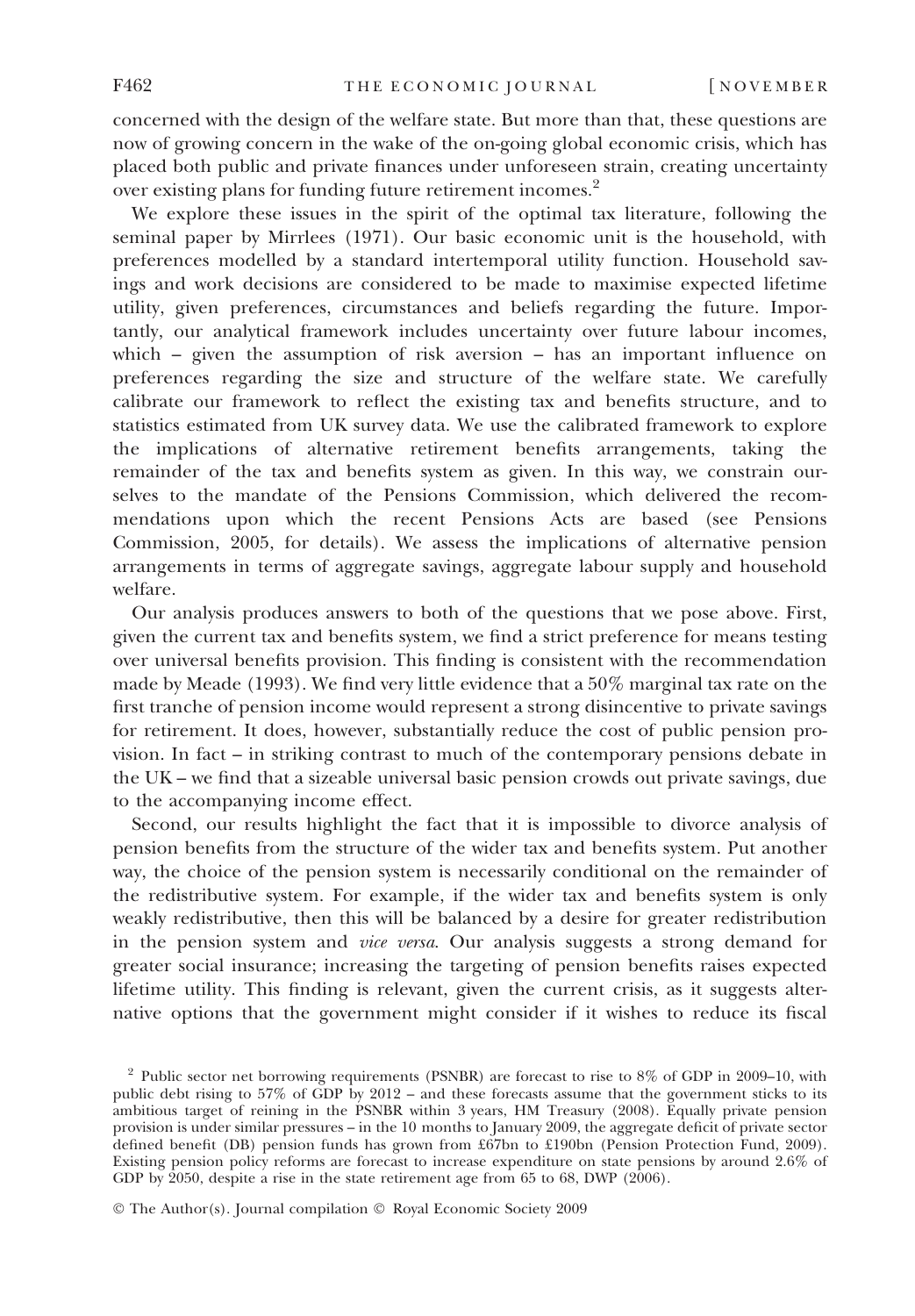concerned with the design of the welfare state. But more than that, these questions are now of growing concern in the wake of the on-going global economic crisis, which has placed both public and private finances under unforeseen strain, creating uncertainty over existing plans for funding future retirement incomes.[2]

We explore these issues in the spirit of the optimal tax literature, following the seminal paper by Mirrlees (1971). Our basic economic unit is the household, with preferences modelled by a standard intertemporal utility function. Household savings and work decisions are considered to be made to maximise expected lifetime utility, given preferences, circumstances and beliefs regarding the future. Importantly, our analytical framework includes uncertainty over future labour incomes, which – given the assumption of risk aversion – has an important influence on preferences regarding the size and structure of the welfare state. We carefully calibrate our framework to reflect the existing tax and benefits structure, and to statistics estimated from UK survey data. We use the calibrated framework to explore the implications of alternative retirement benefits arrangements, taking the remainder of the tax and benefits system as given. In this way, we constrain ourselves to the mandate of the Pensions Commission, which delivered the recommendations upon which the recent Pensions Acts are based (see Pensions Commission, 2005, for details). We assess the implications of alternative pension arrangements in terms of aggregate savings, aggregate labour supply and household welfare.

Our analysis produces answers to both of the questions that we pose above. First, given the current tax and benefits system, we find a strict preference for means testing over universal benefits provision. This finding is consistent with the recommendation made by Meade (1993). We find very little evidence that a 50% marginal tax rate on the first tranche of pension income would represent a strong disincentive to private savings for retirement. It does, however, substantially reduce the cost of public pension provision. In fact – in striking contrast to much of the contemporary pensions debate in the UK – we find that a sizeable universal basic pension crowds out private savings, due to the accompanying income effect.

Second, our results highlight the fact that it is impossible to divorce analysis of pension benefits from the structure of the wider tax and benefits system. Put another way, the choice of the pension system is necessarily conditional on the remainder of the redistributive system. For example, if the wider tax and benefits system is only weakly redistributive, then this will be balanced by a desire for greater redistribution in the pension system and *vice versa*. Our analysis suggests a strong demand for greater social insurance; increasing the targeting of pension benefits raises expected lifetime utility. This finding is relevant, given the current crisis, as it suggests alternative options that the government might consider if it wishes to reduce its fiscal

[2] Public sector net borrowing requirements (PSNBR) are forecast to rise to 8% of GDP in 2009–10, with public debt rising to 57% of GDP by 2012 – and these forecasts assume that the government sticks to its ambitious target of reining in the PSNBR within 3 years, HM Treasury (2008). Equally private pension provision is under similar pressures – in the 10 months to January 2009, the aggregate deficit of private sector defined benefit (DB) pension funds has grown from £67bn to £190bn (Pension Protection Fund, 2009). Existing pension policy reforms are forecast to increase expenditure on state pensions by around 2.6% of GDP by 2050, despite a rise in the state retirement age from 65 to 68, DWP (2006).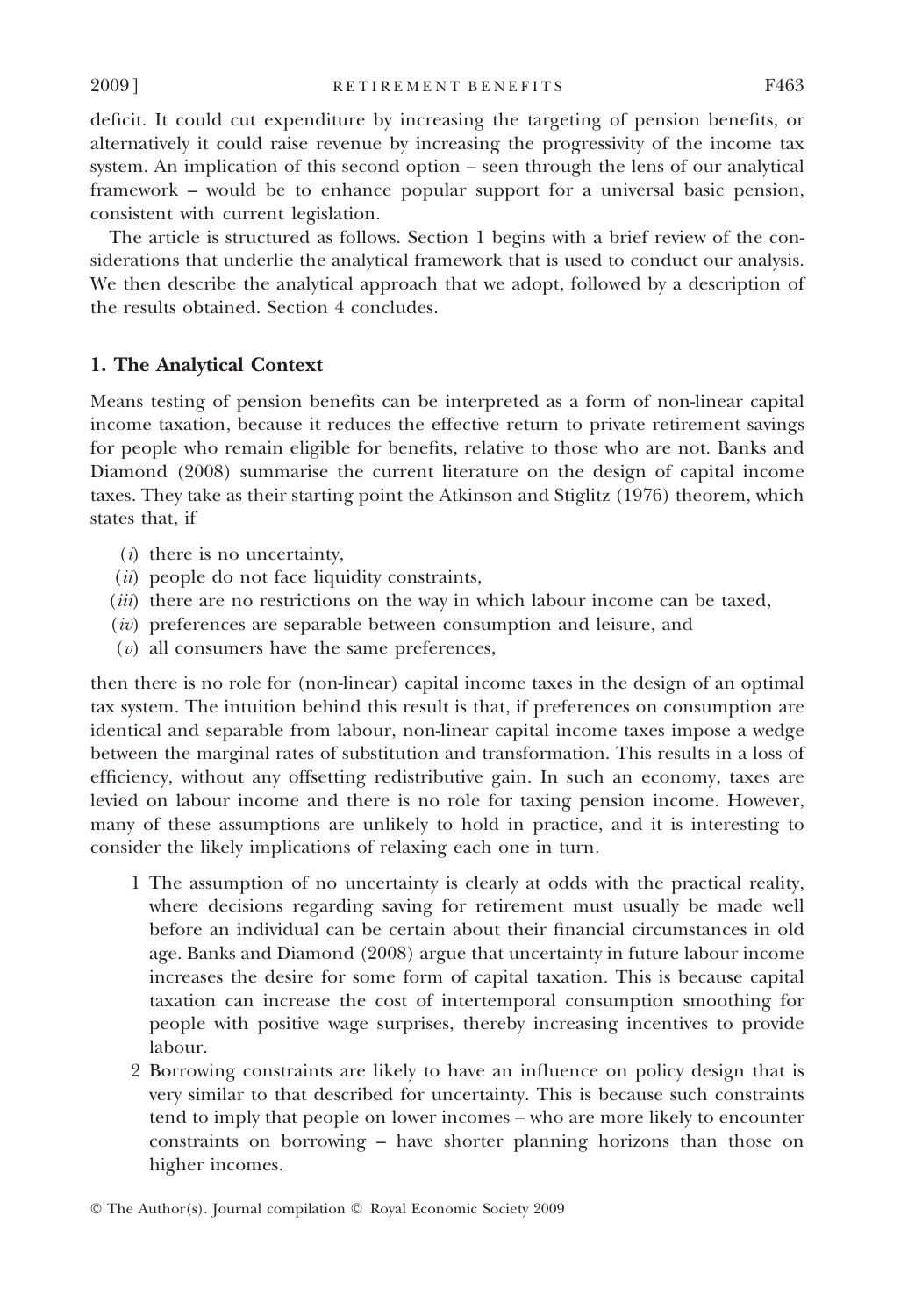deficit. It could cut expenditure by increasing the targeting of pension benefits, or alternatively it could raise revenue by increasing the progressivity of the income tax system. An implication of this second option – seen through the lens of our analytical framework – would be to enhance popular support for a universal basic pension, consistent with current legislation.

The article is structured as follows. Section 1 begins with a brief review of the considerations that underlie the analytical framework that is used to conduct our analysis. We then describe the analytical approach that we adopt, followed by a description of the results obtained. Section 4 concludes.

## 1. The Analytical Context

Means testing of pension benefits can be interpreted as a form of non-linear capital income taxation, because it reduces the effective return to private retirement savings for people who remain eligible for benefits, relative to those who are not. Banks and Diamond (2008) summarise the current literature on the design of capital income taxes. They take as their starting point the Atkinson and Stiglitz (1976) theorem, which states that, if

(*i*) there is no uncertainty,
(*ii*) people do not face liquidity constraints,
(*iii*) there are no restrictions on the way in which labour income can be taxed,
(*iv*) preferences are separable between consumption and leisure, and
(*v*) all consumers have the same preferences,

then there is no role for (non-linear) capital income taxes in the design of an optimal tax system. The intuition behind this result is that, if preferences on consumption are identical and separable from labour, non-linear capital income taxes impose a wedge between the marginal rates of substitution and transformation. This results in a loss of efficiency, without any offsetting redistributive gain. In such an economy, taxes are levied on labour income and there is no role for taxing pension income. However, many of these assumptions are unlikely to hold in practice, and it is interesting to consider the likely implications of relaxing each one in turn.

1. The assumption of no uncertainty is clearly at odds with the practical reality, where decisions regarding saving for retirement must usually be made well before an individual can be certain about their financial circumstances in old age. Banks and Diamond (2008) argue that uncertainty in future labour income increases the desire for some form of capital taxation. This is because capital taxation can increase the cost of intertemporal consumption smoothing for people with positive wage surprises, thereby increasing incentives to provide labour.
2. Borrowing constraints are likely to have an influence on policy design that is very similar to that described for uncertainty. This is because such constraints tend to imply that people on lower incomes – who are more likely to encounter constraints on borrowing – have shorter planning horizons than those on higher incomes.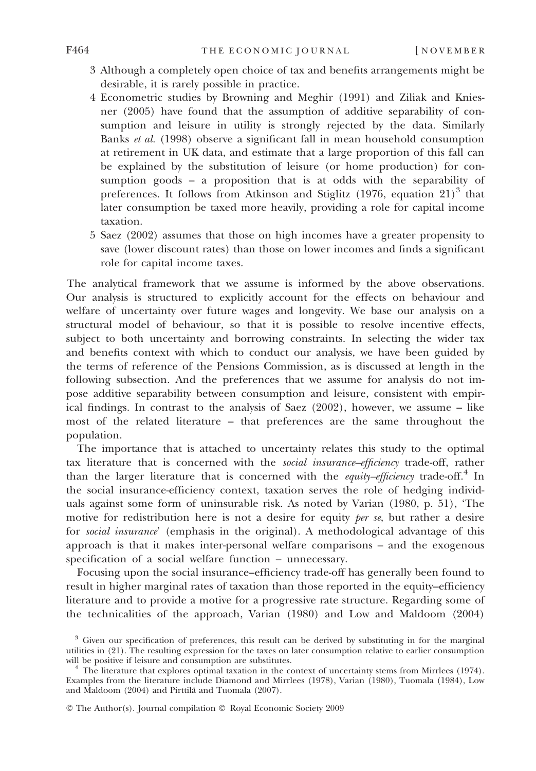3 Although a completely open choice of tax and benefits arrangements might be desirable, it is rarely possible in practice.
4 Econometric studies by Browning and Meghir (1991) and Ziliak and Kniesner (2005) have found that the assumption of additive separability of consumption and leisure in utility is strongly rejected by the data. Similarly Banks *et al.* (1998) observe a significant fall in mean household consumption at retirement in UK data, and estimate that a large proportion of this fall can be explained by the substitution of leisure (or home production) for consumption goods – a proposition that is at odds with the separability of preferences. It follows from Atkinson and Stiglitz (1976, equation 21)[3] that later consumption be taxed more heavily, providing a role for capital income taxation.
5 Saez (2002) assumes that those on high incomes have a greater propensity to save (lower discount rates) than those on lower incomes and finds a significant role for capital income taxes.

The analytical framework that we assume is informed by the above observations. Our analysis is structured to explicitly account for the effects on behaviour and welfare of uncertainty over future wages and longevity. We base our analysis on a structural model of behaviour, so that it is possible to resolve incentive effects, subject to both uncertainty and borrowing constraints. In selecting the wider tax and benefits context with which to conduct our analysis, we have been guided by the terms of reference of the Pensions Commission, as is discussed at length in the following subsection. And the preferences that we assume for analysis do not impose additive separability between consumption and leisure, consistent with empirical findings. In contrast to the analysis of Saez (2002), however, we assume – like most of the related literature – that preferences are the same throughout the population.

The importance that is attached to uncertainty relates this study to the optimal tax literature that is concerned with the *social insurance–efficiency* trade-off, rather than the larger literature that is concerned with the *equity–efficiency* trade-off.[4] In the social insurance-efficiency context, taxation serves the role of hedging individuals against some form of uninsurable risk. As noted by Varian (1980, p. 51), 'The motive for redistribution here is not a desire for equity *per se*, but rather a desire for *social insurance*' (emphasis in the original). A methodological advantage of this approach is that it makes inter-personal welfare comparisons – and the exogenous specification of a social welfare function – unnecessary.

Focusing upon the social insurance–efficiency trade-off has generally been found to result in higher marginal rates of taxation than those reported in the equity–efficiency literature and to provide a motive for a progressive rate structure. Regarding some of the technicalities of the approach, Varian (1980) and Low and Maldoom (2004)

[3] Given our specification of preferences, this result can be derived by substituting in for the marginal utilities in (21). The resulting expression for the taxes on later consumption relative to earlier consumption will be positive if leisure and consumption are substitutes.

[4] The literature that explores optimal taxation in the context of uncertainty stems from Mirrlees (1974). Examples from the literature include Diamond and Mirrlees (1978), Varian (1980), Tuomala (1984), Low and Maldoom (2004) and Pirttilä and Tuomala (2007).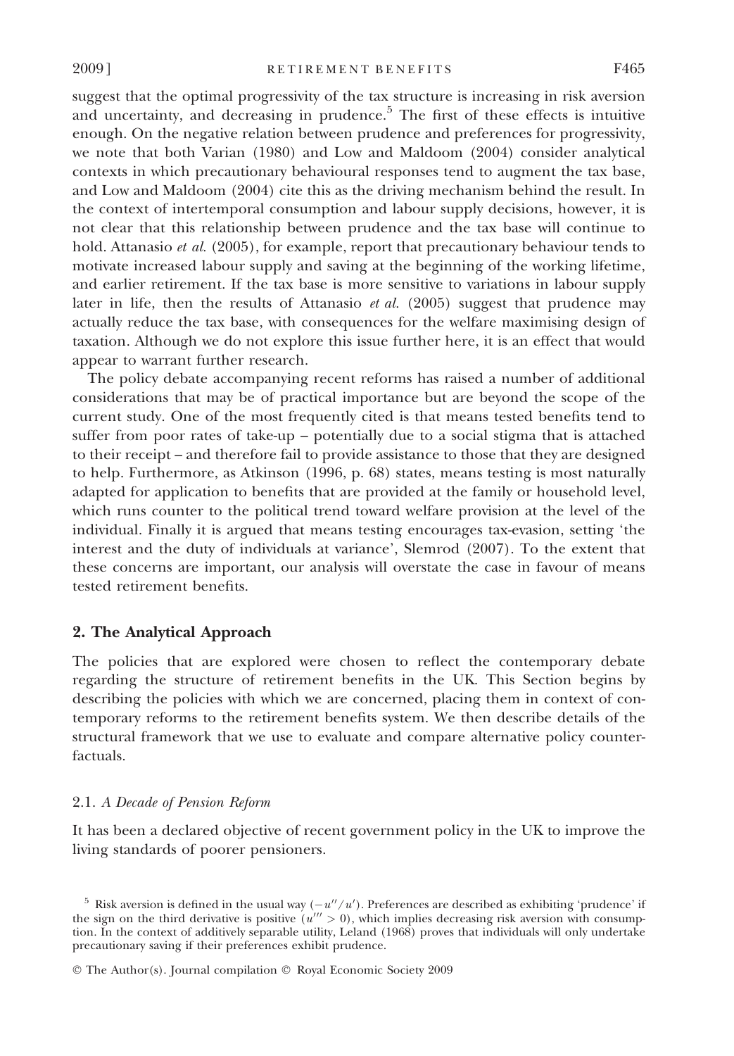suggest that the optimal progressivity of the tax structure is increasing in risk aversion and uncertainty, and decreasing in prudence.[5] The first of these effects is intuitive enough. On the negative relation between prudence and preferences for progressivity, we note that both Varian (1980) and Low and Maldoom (2004) consider analytical contexts in which precautionary behavioural responses tend to augment the tax base, and Low and Maldoom (2004) cite this as the driving mechanism behind the result. In the context of intertemporal consumption and labour supply decisions, however, it is not clear that this relationship between prudence and the tax base will continue to hold. Attanasio *et al.* (2005), for example, report that precautionary behaviour tends to motivate increased labour supply and saving at the beginning of the working lifetime, and earlier retirement. If the tax base is more sensitive to variations in labour supply later in life, then the results of Attanasio *et al.* (2005) suggest that prudence may actually reduce the tax base, with consequences for the welfare maximising design of taxation. Although we do not explore this issue further here, it is an effect that would appear to warrant further research.

The policy debate accompanying recent reforms has raised a number of additional considerations that may be of practical importance but are beyond the scope of the current study. One of the most frequently cited is that means tested benefits tend to suffer from poor rates of take-up – potentially due to a social stigma that is attached to their receipt – and therefore fail to provide assistance to those that they are designed to help. Furthermore, as Atkinson (1996, p. 68) states, means testing is most naturally adapted for application to benefits that are provided at the family or household level, which runs counter to the political trend toward welfare provision at the level of the individual. Finally it is argued that means testing encourages tax-evasion, setting 'the interest and the duty of individuals at variance', Slemrod (2007). To the extent that these concerns are important, our analysis will overstate the case in favour of means tested retirement benefits.

## 2. The Analytical Approach

The policies that are explored were chosen to reflect the contemporary debate regarding the structure of retirement benefits in the UK. This Section begins by describing the policies with which we are concerned, placing them in context of contemporary reforms to the retirement benefits system. We then describe details of the structural framework that we use to evaluate and compare alternative policy counterfactuals.

### 2.1. *A Decade of Pension Reform*

It has been a declared objective of recent government policy in the UK to improve the living standards of poorer pensioners.

[5] Risk aversion is defined in the usual way ($-u''/u'$). Preferences are described as exhibiting 'prudence' if the sign on the third derivative is positive ($u''' > 0$), which implies decreasing risk aversion with consumption. In the context of additively separable utility, Leland (1968) proves that individuals will only undertake precautionary saving if their preferences exhibit prudence.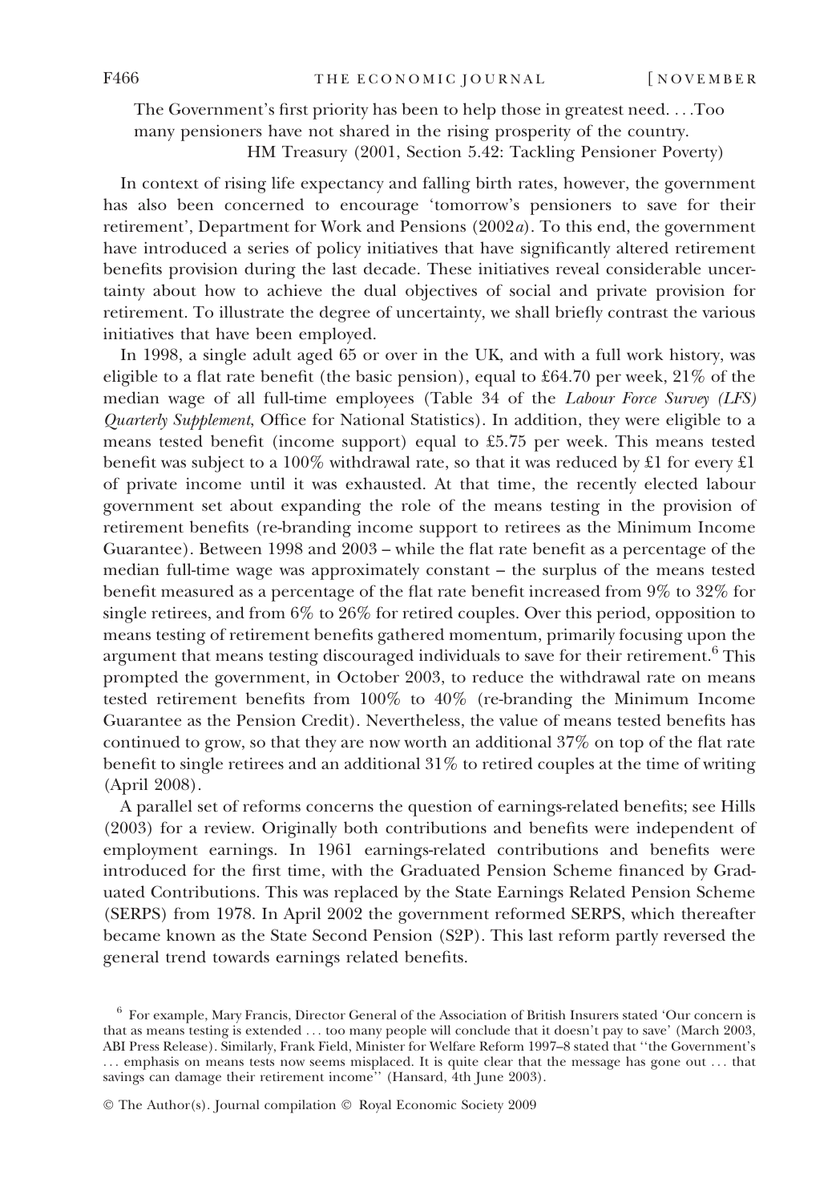> The Government's first priority has been to help those in greatest need. …Too many pensioners have not shared in the rising prosperity of the country.
> HM Treasury (2001, Section 5.42: Tackling Pensioner Poverty)

In context of rising life expectancy and falling birth rates, however, the government has also been concerned to encourage 'tomorrow's pensioners to save for their retirement', Department for Work and Pensions (2002*a*). To this end, the government have introduced a series of policy initiatives that have significantly altered retirement benefits provision during the last decade. These initiatives reveal considerable uncertainty about how to achieve the dual objectives of social and private provision for retirement. To illustrate the degree of uncertainty, we shall briefly contrast the various initiatives that have been employed.

In 1998, a single adult aged 65 or over in the UK, and with a full work history, was eligible to a flat rate benefit (the basic pension), equal to £64.70 per week, 21% of the median wage of all full-time employees (Table 34 of the *Labour Force Survey (LFS) Quarterly Supplement*, Office for National Statistics). In addition, they were eligible to a means tested benefit (income support) equal to £5.75 per week. This means tested benefit was subject to a 100% withdrawal rate, so that it was reduced by £1 for every £1 of private income until it was exhausted. At that time, the recently elected labour government set about expanding the role of the means testing in the provision of retirement benefits (re-branding income support to retirees as the Minimum Income Guarantee). Between 1998 and 2003 – while the flat rate benefit as a percentage of the median full-time wage was approximately constant – the surplus of the means tested benefit measured as a percentage of the flat rate benefit increased from 9% to 32% for single retirees, and from 6% to 26% for retired couples. Over this period, opposition to means testing of retirement benefits gathered momentum, primarily focusing upon the argument that means testing discouraged individuals to save for their retirement.[6] This prompted the government, in October 2003, to reduce the withdrawal rate on means tested retirement benefits from 100% to 40% (re-branding the Minimum Income Guarantee as the Pension Credit). Nevertheless, the value of means tested benefits has continued to grow, so that they are now worth an additional 37% on top of the flat rate benefit to single retirees and an additional 31% to retired couples at the time of writing (April 2008).

A parallel set of reforms concerns the question of earnings-related benefits; see Hills (2003) for a review. Originally both contributions and benefits were independent of employment earnings. In 1961 earnings-related contributions and benefits were introduced for the first time, with the Graduated Pension Scheme financed by Graduated Contributions. This was replaced by the State Earnings Related Pension Scheme (SERPS) from 1978. In April 2002 the government reformed SERPS, which thereafter became known as the State Second Pension (S2P). This last reform partly reversed the general trend towards earnings related benefits.

[6] For example, Mary Francis, Director General of the Association of British Insurers stated 'Our concern is that as means testing is extended … too many people will conclude that it doesn't pay to save' (March 2003, ABI Press Release). Similarly, Frank Field, Minister for Welfare Reform 1997–8 stated that ''the Government's … emphasis on means tests now seems misplaced. It is quite clear that the message has gone out … that savings can damage their retirement income'' (Hansard, 4th June 2003).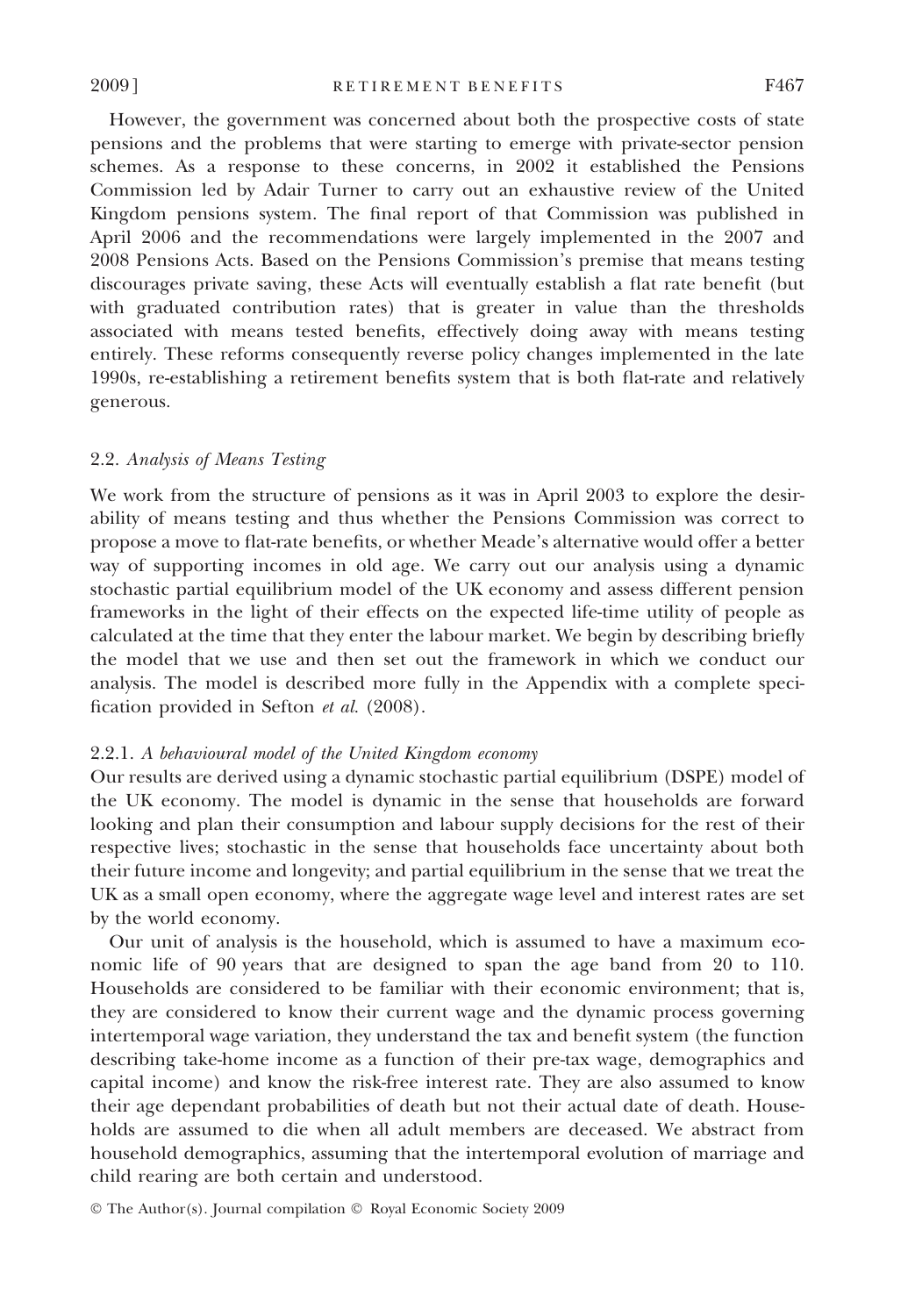However, the government was concerned about both the prospective costs of state pensions and the problems that were starting to emerge with private-sector pension schemes. As a response to these concerns, in 2002 it established the Pensions Commission led by Adair Turner to carry out an exhaustive review of the United Kingdom pensions system. The final report of that Commission was published in April 2006 and the recommendations were largely implemented in the 2007 and 2008 Pensions Acts. Based on the Pensions Commission's premise that means testing discourages private saving, these Acts will eventually establish a flat rate benefit (but with graduated contribution rates) that is greater in value than the thresholds associated with means tested benefits, effectively doing away with means testing entirely. These reforms consequently reverse policy changes implemented in the late 1990s, re-establishing a retirement benefits system that is both flat-rate and relatively generous.

## 2.2. *Analysis of Means Testing*

We work from the structure of pensions as it was in April 2003 to explore the desirability of means testing and thus whether the Pensions Commission was correct to propose a move to flat-rate benefits, or whether Meade's alternative would offer a better way of supporting incomes in old age. We carry out our analysis using a dynamic stochastic partial equilibrium model of the UK economy and assess different pension frameworks in the light of their effects on the expected life-time utility of people as calculated at the time that they enter the labour market. We begin by describing briefly the model that we use and then set out the framework in which we conduct our analysis. The model is described more fully in the Appendix with a complete specification provided in Sefton *et al.* (2008).

### 2.2.1. *A behavioural model of the United Kingdom economy*

Our results are derived using a dynamic stochastic partial equilibrium (DSPE) model of the UK economy. The model is dynamic in the sense that households are forward looking and plan their consumption and labour supply decisions for the rest of their respective lives; stochastic in the sense that households face uncertainty about both their future income and longevity; and partial equilibrium in the sense that we treat the UK as a small open economy, where the aggregate wage level and interest rates are set by the world economy.

Our unit of analysis is the household, which is assumed to have a maximum economic life of 90 years that are designed to span the age band from 20 to 110. Households are considered to be familiar with their economic environment; that is, they are considered to know their current wage and the dynamic process governing intertemporal wage variation, they understand the tax and benefit system (the function describing take-home income as a function of their pre-tax wage, demographics and capital income) and know the risk-free interest rate. They are also assumed to know their age dependant probabilities of death but not their actual date of death. Households are assumed to die when all adult members are deceased. We abstract from household demographics, assuming that the intertemporal evolution of marriage and child rearing are both certain and understood.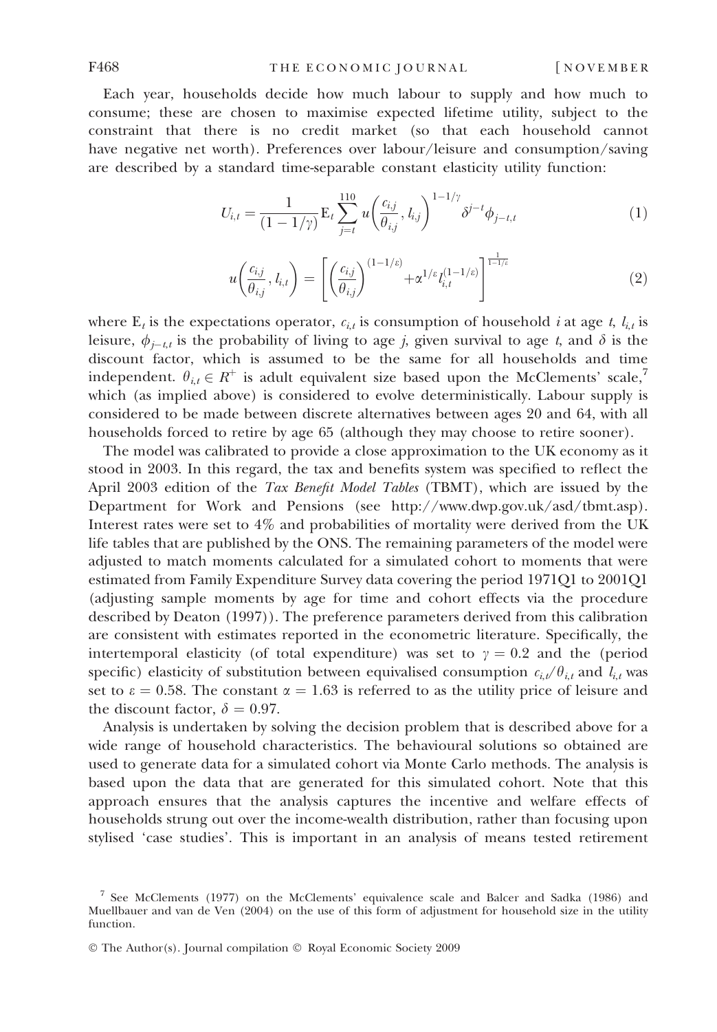Each year, households decide how much labour to supply and how much to consume; these are chosen to maximise expected lifetime utility, subject to the constraint that there is no credit market (so that each household cannot have negative net worth). Preferences over labour/leisure and consumption/saving are described by a standard time-separable constant elasticity utility function:

$$U_{i,t} = \frac{1}{(1-1/\gamma)} \mathrm{E}_t \sum_{j=t}^{110} u\left(\frac{c_{i,j}}{\theta_{i,j}}, l_{i,j}\right)^{1-1/\gamma} \delta^{j-t} \phi_{j-t,t} \tag{1}$$

$$u\left(\frac{c_{i,j}}{\theta_{i,j}}, l_{i,t}\right) = \left[\left(\frac{c_{i,j}}{\theta_{i,j}}\right)^{(1-1/\varepsilon)} + \alpha^{1/\varepsilon} l_{i,t}^{(1-1/\varepsilon)}\right]^{\frac{1}{1-1/\varepsilon}} \tag{2}$$

where $\mathrm{E}_t$ is the expectations operator, $c_{i,t}$ is consumption of household $i$ at age $t$, $l_{i,t}$ is leisure, $\phi_{j-t,t}$ is the probability of living to age $j$, given survival to age $t$, and $\delta$ is the discount factor, which is assumed to be the same for all households and time independent. $\theta_{i,t} \in R^{+}$ is adult equivalent size based upon the McClements' scale,[7] which (as implied above) is considered to evolve deterministically. Labour supply is considered to be made between discrete alternatives between ages 20 and 64, with all households forced to retire by age 65 (although they may choose to retire sooner).

The model was calibrated to provide a close approximation to the UK economy as it stood in 2003. In this regard, the tax and benefits system was specified to reflect the April 2003 edition of the *Tax Benefit Model Tables* (TBMT), which are issued by the Department for Work and Pensions (see http://www.dwp.gov.uk/asd/tbmt.asp). Interest rates were set to 4% and probabilities of mortality were derived from the UK life tables that are published by the ONS. The remaining parameters of the model were adjusted to match moments calculated for a simulated cohort to moments that were estimated from Family Expenditure Survey data covering the period 1971Q1 to 2001Q1 (adjusting sample moments by age for time and cohort effects via the procedure described by Deaton (1997)). The preference parameters derived from this calibration are consistent with estimates reported in the econometric literature. Specifically, the intertemporal elasticity (of total expenditure) was set to $\gamma = 0.2$ and the (period specific) elasticity of substitution between equivalised consumption $c_{i,t}/\theta_{i,t}$ and $l_{i,t}$ was set to $\varepsilon = 0.58$. The constant $\alpha = 1.63$ is referred to as the utility price of leisure and the discount factor, $\delta = 0.97$.

Analysis is undertaken by solving the decision problem that is described above for a wide range of household characteristics. The behavioural solutions so obtained are used to generate data for a simulated cohort via Monte Carlo methods. The analysis is based upon the data that are generated for this simulated cohort. Note that this approach ensures that the analysis captures the incentive and welfare effects of households strung out over the income-wealth distribution, rather than focusing upon stylised 'case studies'. This is important in an analysis of means tested retirement

[7] See McClements (1977) on the McClements' equivalence scale and Balcer and Sadka (1986) and Muellbauer and van de Ven (2004) on the use of this form of adjustment for household size in the utility function.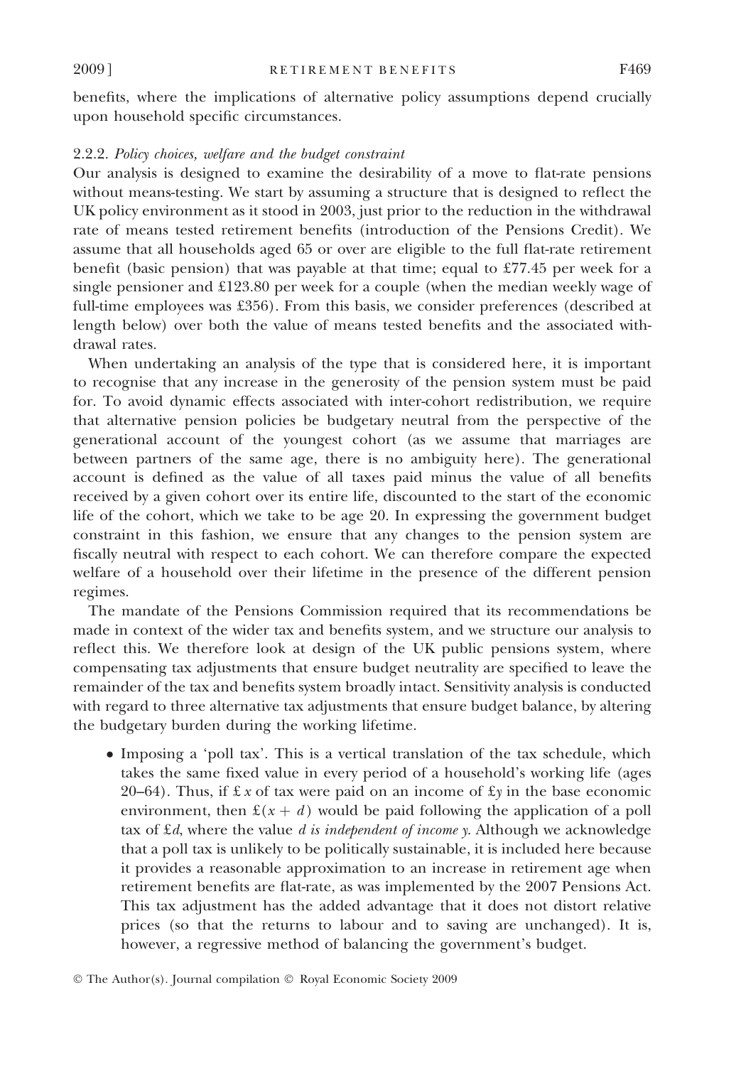benefits, where the implications of alternative policy assumptions depend crucially upon household specific circumstances.

### 2.2.2. *Policy choices, welfare and the budget constraint*

Our analysis is designed to examine the desirability of a move to flat-rate pensions without means-testing. We start by assuming a structure that is designed to reflect the UK policy environment as it stood in 2003, just prior to the reduction in the withdrawal rate of means tested retirement benefits (introduction of the Pensions Credit). We assume that all households aged 65 or over are eligible to the full flat-rate retirement benefit (basic pension) that was payable at that time; equal to £77.45 per week for a single pensioner and £123.80 per week for a couple (when the median weekly wage of full-time employees was £356). From this basis, we consider preferences (described at length below) over both the value of means tested benefits and the associated withdrawal rates.

When undertaking an analysis of the type that is considered here, it is important to recognise that any increase in the generosity of the pension system must be paid for. To avoid dynamic effects associated with inter-cohort redistribution, we require that alternative pension policies be budgetary neutral from the perspective of the generational account of the youngest cohort (as we assume that marriages are between partners of the same age, there is no ambiguity here). The generational account is defined as the value of all taxes paid minus the value of all benefits received by a given cohort over its entire life, discounted to the start of the economic life of the cohort, which we take to be age 20. In expressing the government budget constraint in this fashion, we ensure that any changes to the pension system are fiscally neutral with respect to each cohort. We can therefore compare the expected welfare of a household over their lifetime in the presence of the different pension regimes.

The mandate of the Pensions Commission required that its recommendations be made in context of the wider tax and benefits system, and we structure our analysis to reflect this. We therefore look at design of the UK public pensions system, where compensating tax adjustments that ensure budget neutrality are specified to leave the remainder of the tax and benefits system broadly intact. Sensitivity analysis is conducted with regard to three alternative tax adjustments that ensure budget balance, by altering the budgetary burden during the working lifetime.

- Imposing a 'poll tax'. This is a vertical translation of the tax schedule, which takes the same fixed value in every period of a household's working life (ages 20–64). Thus, if £ $x$ of tax were paid on an income of £$y$ in the base economic environment, then £$(x + d)$ would be paid following the application of a poll tax of £$d$, where the value *d is independent of income y*. Although we acknowledge that a poll tax is unlikely to be politically sustainable, it is included here because it provides a reasonable approximation to an increase in retirement age when retirement benefits are flat-rate, as was implemented by the 2007 Pensions Act. This tax adjustment has the added advantage that it does not distort relative prices (so that the returns to labour and to saving are unchanged). It is, however, a regressive method of balancing the government's budget.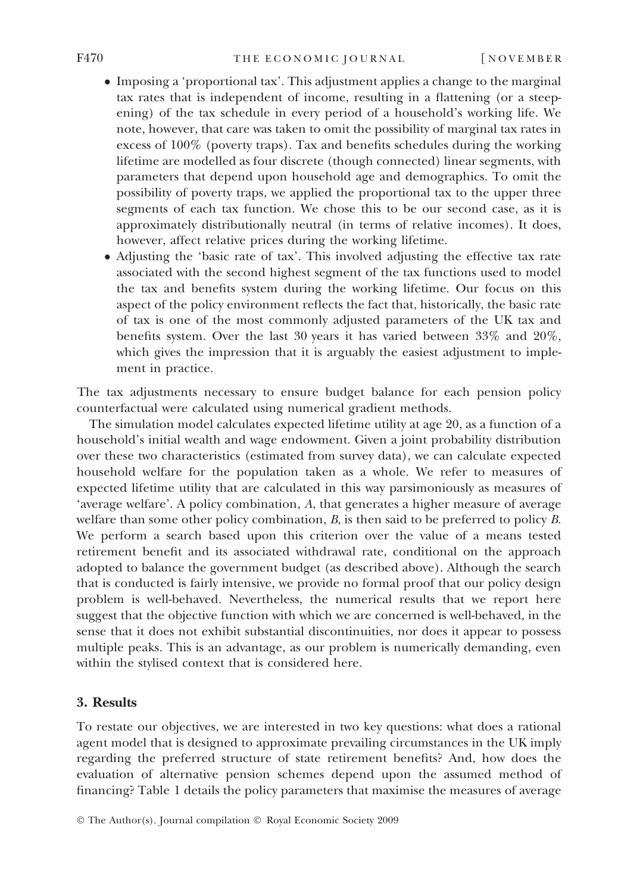- Imposing a 'proportional tax'. This adjustment applies a change to the marginal tax rates that is independent of income, resulting in a flattening (or a steepening) of the tax schedule in every period of a household's working life. We note, however, that care was taken to omit the possibility of marginal tax rates in excess of 100% (poverty traps). Tax and benefits schedules during the working lifetime are modelled as four discrete (though connected) linear segments, with parameters that depend upon household age and demographics. To omit the possibility of poverty traps, we applied the proportional tax to the upper three segments of each tax function. We chose this to be our second case, as it is approximately distributionally neutral (in terms of relative incomes). It does, however, affect relative prices during the working lifetime.
- Adjusting the 'basic rate of tax'. This involved adjusting the effective tax rate associated with the second highest segment of the tax functions used to model the tax and benefits system during the working lifetime. Our focus on this aspect of the policy environment reflects the fact that, historically, the basic rate of tax is one of the most commonly adjusted parameters of the UK tax and benefits system. Over the last 30 years it has varied between 33% and 20%, which gives the impression that it is arguably the easiest adjustment to implement in practice.

The tax adjustments necessary to ensure budget balance for each pension policy counterfactual were calculated using numerical gradient methods.

The simulation model calculates expected lifetime utility at age 20, as a function of a household's initial wealth and wage endowment. Given a joint probability distribution over these two characteristics (estimated from survey data), we can calculate expected household welfare for the population taken as a whole. We refer to measures of expected lifetime utility that are calculated in this way parsimoniously as measures of 'average welfare'. A policy combination, *A*, that generates a higher measure of average welfare than some other policy combination, *B*, is then said to be preferred to policy *B*. We perform a search based upon this criterion over the value of a means tested retirement benefit and its associated withdrawal rate, conditional on the approach adopted to balance the government budget (as described above). Although the search that is conducted is fairly intensive, we provide no formal proof that our policy design problem is well-behaved. Nevertheless, the numerical results that we report here suggest that the objective function with which we are concerned is well-behaved, in the sense that it does not exhibit substantial discontinuities, nor does it appear to possess multiple peaks. This is an advantage, as our problem is numerically demanding, even within the stylised context that is considered here.

## 3. Results

To restate our objectives, we are interested in two key questions: what does a rational agent model that is designed to approximate prevailing circumstances in the UK imply regarding the preferred structure of state retirement benefits? And, how does the evaluation of alternative pension schemes depend upon the assumed method of financing? Table 1 details the policy parameters that maximise the measures of average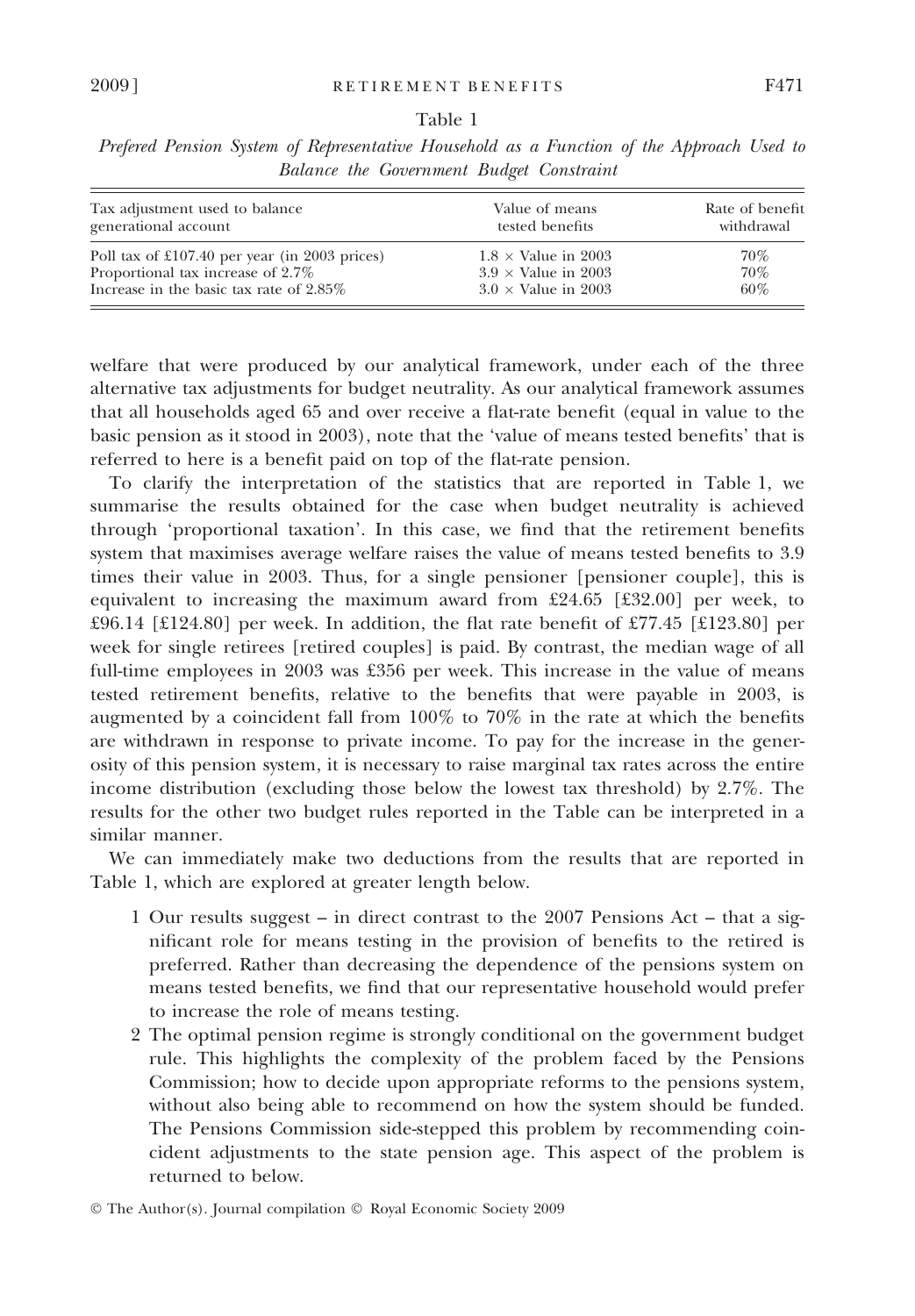Table 1

*Prefered Pension System of Representative Household as a Function of the Approach Used to Balance the Government Budget Constraint*

| Tax adjustment used to balance generational account | Value of means tested benefits | Rate of benefit withdrawal |
| --- | --- | --- |
| Poll tax of £107.40 per year (in 2003 prices) | 1.8 × Value in 2003 | 70% |
| Proportional tax increase of 2.7% | 3.9 × Value in 2003 | 70% |
| Increase in the basic tax rate of 2.85% | 3.0 × Value in 2003 | 60% |

welfare that were produced by our analytical framework, under each of the three alternative tax adjustments for budget neutrality. As our analytical framework assumes that all households aged 65 and over receive a flat-rate benefit (equal in value to the basic pension as it stood in 2003), note that the 'value of means tested benefits' that is referred to here is a benefit paid on top of the flat-rate pension.

To clarify the interpretation of the statistics that are reported in Table 1, we summarise the results obtained for the case when budget neutrality is achieved through 'proportional taxation'. In this case, we find that the retirement benefits system that maximises average welfare raises the value of means tested benefits to 3.9 times their value in 2003. Thus, for a single pensioner [pensioner couple], this is equivalent to increasing the maximum award from £24.65 [£32.00] per week, to £96.14 [£124.80] per week. In addition, the flat rate benefit of £77.45 [£123.80] per week for single retirees [retired couples] is paid. By contrast, the median wage of all full-time employees in 2003 was £356 per week. This increase in the value of means tested retirement benefits, relative to the benefits that were payable in 2003, is augmented by a coincident fall from 100% to 70% in the rate at which the benefits are withdrawn in response to private income. To pay for the increase in the generosity of this pension system, it is necessary to raise marginal tax rates across the entire income distribution (excluding those below the lowest tax threshold) by 2.7%. The results for the other two budget rules reported in the Table can be interpreted in a similar manner.

We can immediately make two deductions from the results that are reported in Table 1, which are explored at greater length below.

1. Our results suggest – in direct contrast to the 2007 Pensions Act – that a significant role for means testing in the provision of benefits to the retired is preferred. Rather than decreasing the dependence of the pensions system on means tested benefits, we find that our representative household would prefer to increase the role of means testing.
2. The optimal pension regime is strongly conditional on the government budget rule. This highlights the complexity of the problem faced by the Pensions Commission; how to decide upon appropriate reforms to the pensions system, without also being able to recommend on how the system should be funded. The Pensions Commission side-stepped this problem by recommending coincident adjustments to the state pension age. This aspect of the problem is returned to below.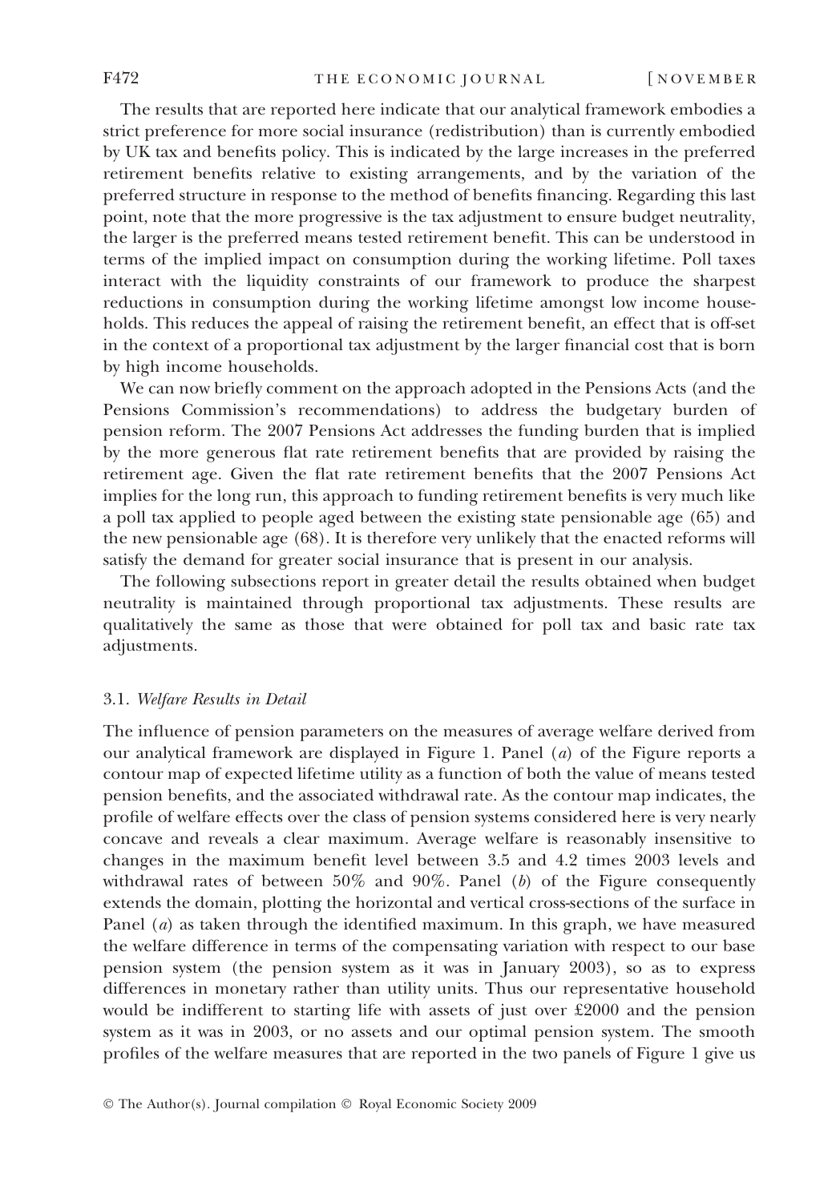The results that are reported here indicate that our analytical framework embodies a strict preference for more social insurance (redistribution) than is currently embodied by UK tax and benefits policy. This is indicated by the large increases in the preferred retirement benefits relative to existing arrangements, and by the variation of the preferred structure in response to the method of benefits financing. Regarding this last point, note that the more progressive is the tax adjustment to ensure budget neutrality, the larger is the preferred means tested retirement benefit. This can be understood in terms of the implied impact on consumption during the working lifetime. Poll taxes interact with the liquidity constraints of our framework to produce the sharpest reductions in consumption during the working lifetime amongst low income households. This reduces the appeal of raising the retirement benefit, an effect that is off-set in the context of a proportional tax adjustment by the larger financial cost that is born by high income households.

We can now briefly comment on the approach adopted in the Pensions Acts (and the Pensions Commission's recommendations) to address the budgetary burden of pension reform. The 2007 Pensions Act addresses the funding burden that is implied by the more generous flat rate retirement benefits that are provided by raising the retirement age. Given the flat rate retirement benefits that the 2007 Pensions Act implies for the long run, this approach to funding retirement benefits is very much like a poll tax applied to people aged between the existing state pensionable age (65) and the new pensionable age (68). It is therefore very unlikely that the enacted reforms will satisfy the demand for greater social insurance that is present in our analysis.

The following subsections report in greater detail the results obtained when budget neutrality is maintained through proportional tax adjustments. These results are qualitatively the same as those that were obtained for poll tax and basic rate tax adjustments.

### 3.1. *Welfare Results in Detail*

The influence of pension parameters on the measures of average welfare derived from our analytical framework are displayed in Figure 1. Panel (*a*) of the Figure reports a contour map of expected lifetime utility as a function of both the value of means tested pension benefits, and the associated withdrawal rate. As the contour map indicates, the profile of welfare effects over the class of pension systems considered here is very nearly concave and reveals a clear maximum. Average welfare is reasonably insensitive to changes in the maximum benefit level between 3.5 and 4.2 times 2003 levels and withdrawal rates of between 50% and 90%. Panel (*b*) of the Figure consequently extends the domain, plotting the horizontal and vertical cross-sections of the surface in Panel (*a*) as taken through the identified maximum. In this graph, we have measured the welfare difference in terms of the compensating variation with respect to our base pension system (the pension system as it was in January 2003), so as to express differences in monetary rather than utility units. Thus our representative household would be indifferent to starting life with assets of just over £2000 and the pension system as it was in 2003, or no assets and our optimal pension system. The smooth profiles of the welfare measures that are reported in the two panels of Figure 1 give us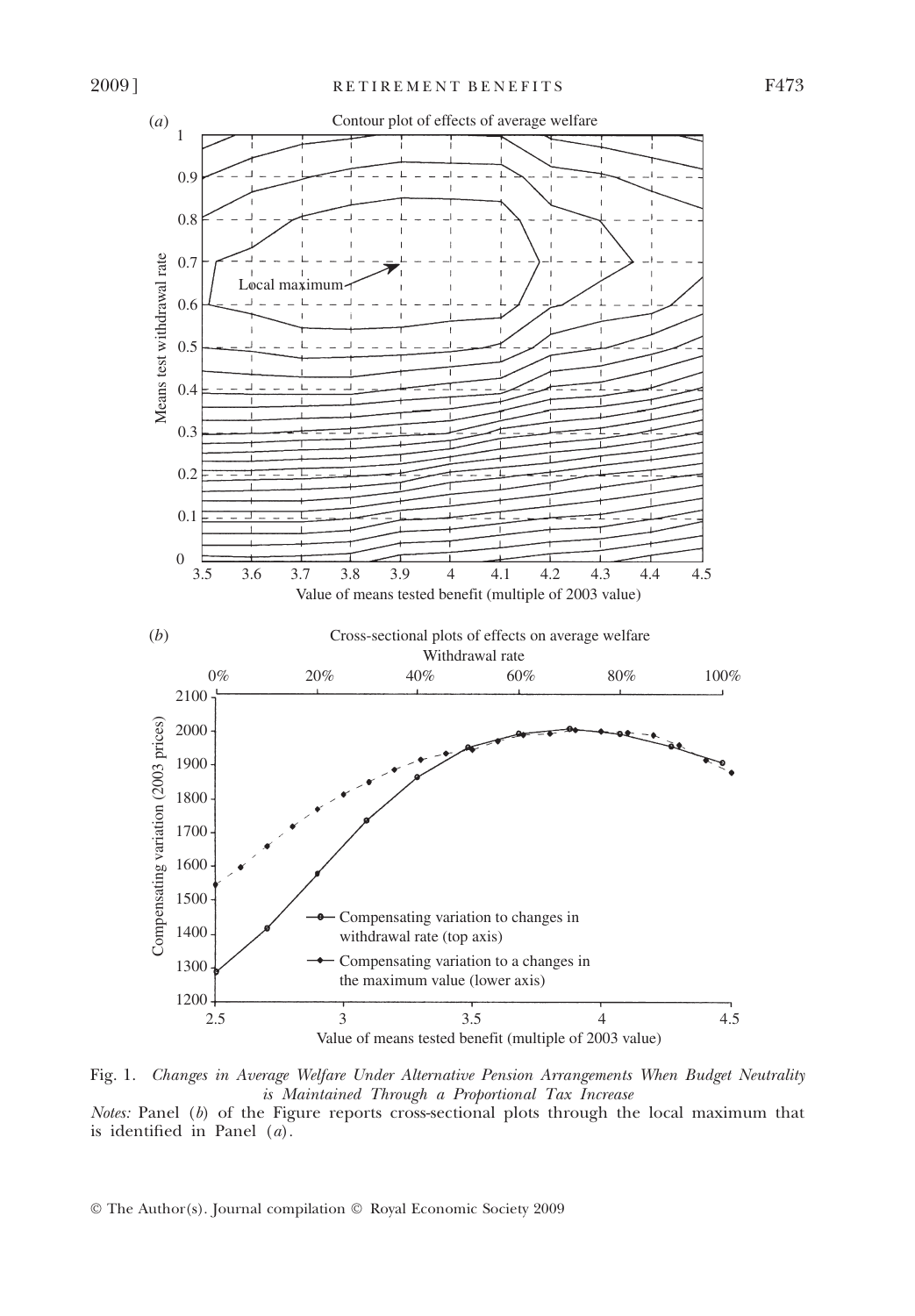Fig. 1. *Changes in Average Welfare Under Alternative Pension Arrangements When Budget Neutrality is Maintained Through a Proportional Tax Increase*

*Notes:* Panel (*b*) of the Figure reports cross-sectional plots through the local maximum that is identified in Panel (*a*).

© The Author(s). Journal compilation © Royal Economic Society 2009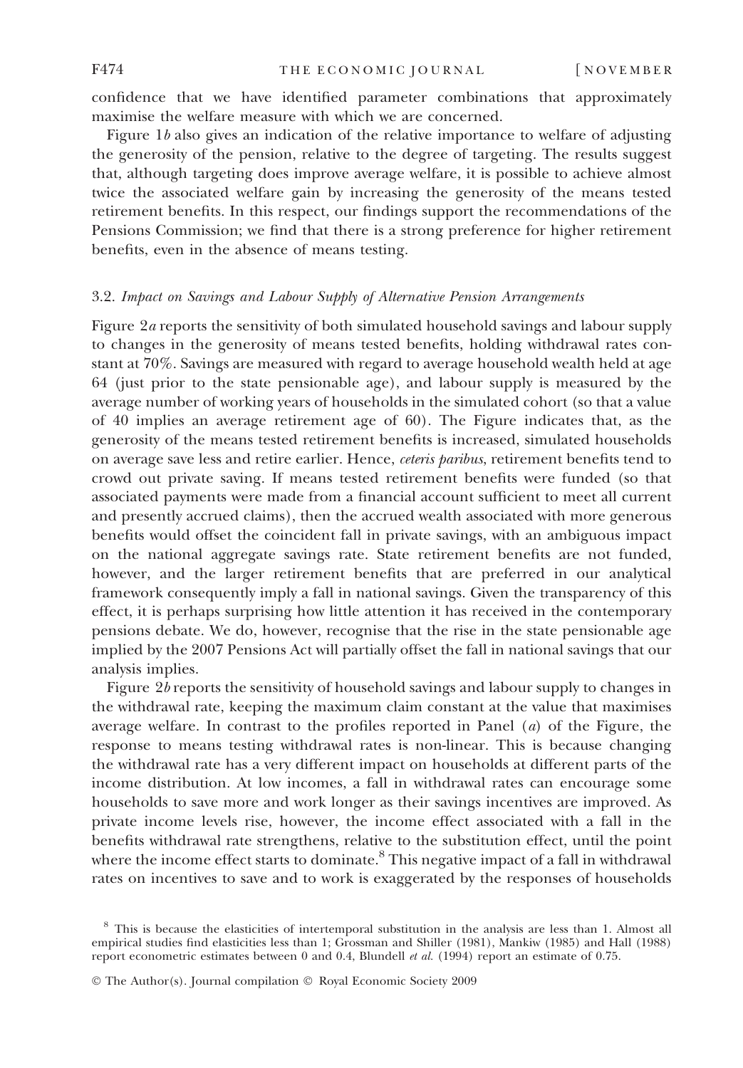confidence that we have identified parameter combinations that approximately maximise the welfare measure with which we are concerned.

Figure 1*b* also gives an indication of the relative importance to welfare of adjusting the generosity of the pension, relative to the degree of targeting. The results suggest that, although targeting does improve average welfare, it is possible to achieve almost twice the associated welfare gain by increasing the generosity of the means tested retirement benefits. In this respect, our findings support the recommendations of the Pensions Commission; we find that there is a strong preference for higher retirement benefits, even in the absence of means testing.

### 3.2. *Impact on Savings and Labour Supply of Alternative Pension Arrangements*

Figure 2*a* reports the sensitivity of both simulated household savings and labour supply to changes in the generosity of means tested benefits, holding withdrawal rates constant at 70%. Savings are measured with regard to average household wealth held at age 64 (just prior to the state pensionable age), and labour supply is measured by the average number of working years of households in the simulated cohort (so that a value of 40 implies an average retirement age of 60). The Figure indicates that, as the generosity of the means tested retirement benefits is increased, simulated households on average save less and retire earlier. Hence, *ceteris paribus*, retirement benefits tend to crowd out private saving. If means tested retirement benefits were funded (so that associated payments were made from a financial account sufficient to meet all current and presently accrued claims), then the accrued wealth associated with more generous benefits would offset the coincident fall in private savings, with an ambiguous impact on the national aggregate savings rate. State retirement benefits are not funded, however, and the larger retirement benefits that are preferred in our analytical framework consequently imply a fall in national savings. Given the transparency of this effect, it is perhaps surprising how little attention it has received in the contemporary pensions debate. We do, however, recognise that the rise in the state pensionable age implied by the 2007 Pensions Act will partially offset the fall in national savings that our analysis implies.

Figure 2*b* reports the sensitivity of household savings and labour supply to changes in the withdrawal rate, keeping the maximum claim constant at the value that maximises average welfare. In contrast to the profiles reported in Panel (*a*) of the Figure, the response to means testing withdrawal rates is non-linear. This is because changing the withdrawal rate has a very different impact on households at different parts of the income distribution. At low incomes, a fall in withdrawal rates can encourage some households to save more and work longer as their savings incentives are improved. As private income levels rise, however, the income effect associated with a fall in the benefits withdrawal rate strengthens, relative to the substitution effect, until the point where the income effect starts to dominate.[8] This negative impact of a fall in withdrawal rates on incentives to save and to work is exaggerated by the responses of households

[8] This is because the elasticities of intertemporal substitution in the analysis are less than 1. Almost all empirical studies find elasticities less than 1; Grossman and Shiller (1981), Mankiw (1985) and Hall (1988) report econometric estimates between 0 and 0.4, Blundell *et al.* (1994) report an estimate of 0.75.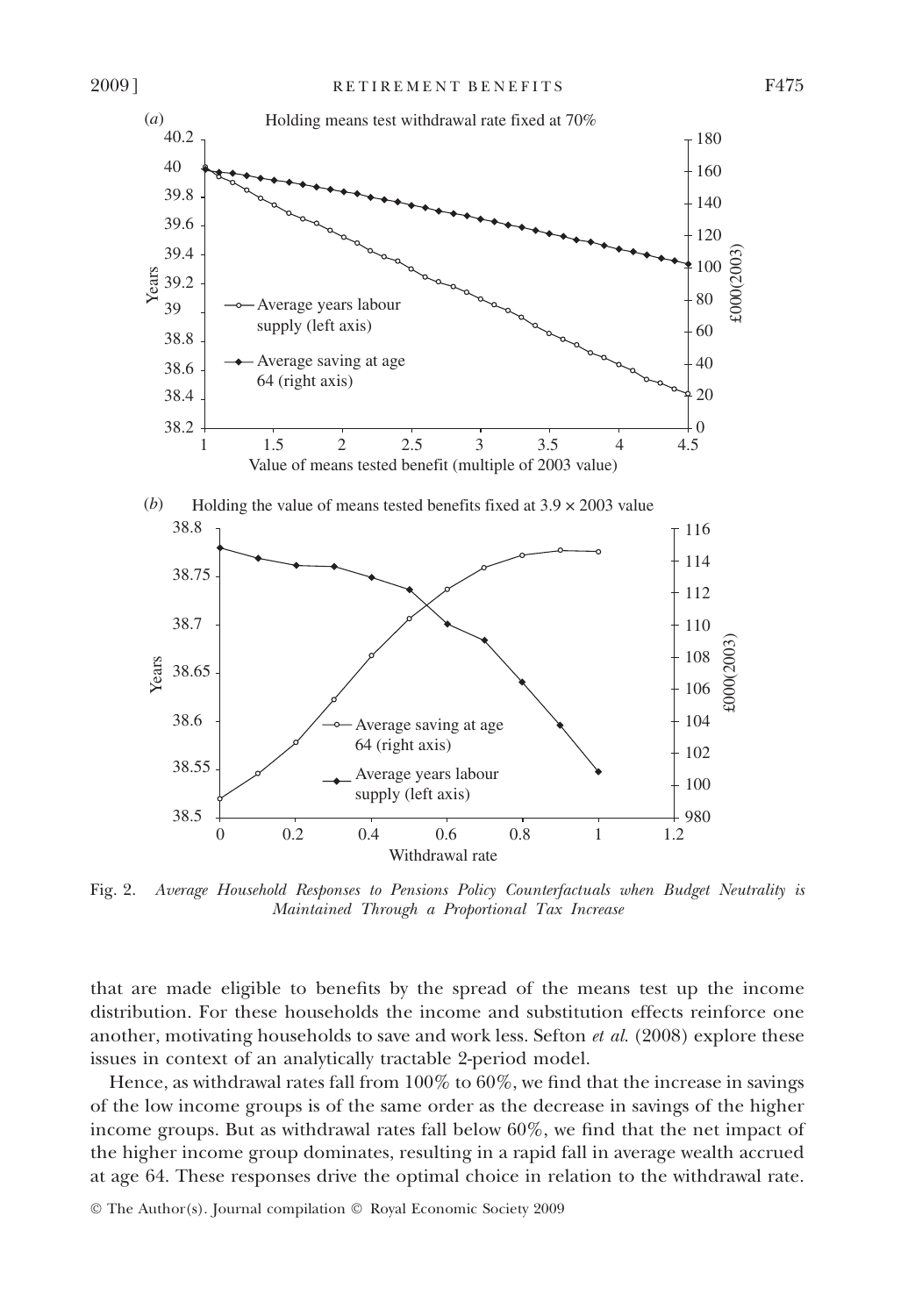Fig. 2. *Average Household Responses to Pensions Policy Counterfactuals when Budget Neutrality is Maintained Through a Proportional Tax Increase*

that are made eligible to benefits by the spread of the means test up the income distribution. For these households the income and substitution effects reinforce one another, motivating households to save and work less. Sefton *et al.* (2008) explore these issues in context of an analytically tractable 2-period model.

Hence, as withdrawal rates fall from 100% to 60%, we find that the increase in savings of the low income groups is of the same order as the decrease in savings of the higher income groups. But as withdrawal rates fall below 60%, we find that the net impact of the higher income group dominates, resulting in a rapid fall in average wealth accrued at age 64. These responses drive the optimal choice in relation to the withdrawal rate.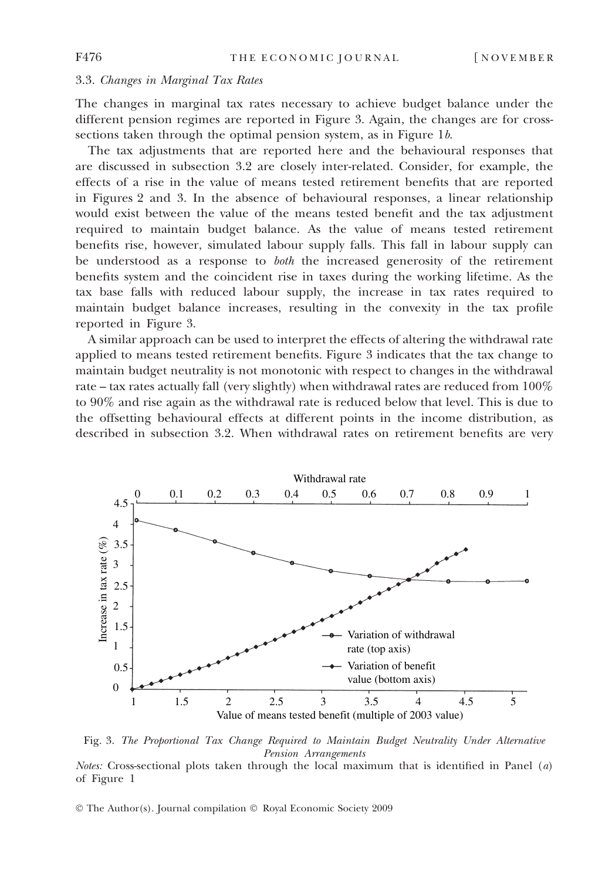### 3.3. *Changes in Marginal Tax Rates*

The changes in marginal tax rates necessary to achieve budget balance under the different pension regimes are reported in Figure 3. Again, the changes are for cross-sections taken through the optimal pension system, as in Figure 1*b*.

The tax adjustments that are reported here and the behavioural responses that are discussed in subsection 3.2 are closely inter-related. Consider, for example, the effects of a rise in the value of means tested retirement benefits that are reported in Figures 2 and 3. In the absence of behavioural responses, a linear relationship would exist between the value of the means tested benefit and the tax adjustment required to maintain budget balance. As the value of means tested retirement benefits rise, however, simulated labour supply falls. This fall in labour supply can be understood as a response to *both* the increased generosity of the retirement benefits system and the coincident rise in taxes during the working lifetime. As the tax base falls with reduced labour supply, the increase in tax rates required to maintain budget balance increases, resulting in the convexity in the tax profile reported in Figure 3.

A similar approach can be used to interpret the effects of altering the withdrawal rate applied to means tested retirement benefits. Figure 3 indicates that the tax change to maintain budget neutrality is not monotonic with respect to changes in the withdrawal rate – tax rates actually fall (very slightly) when withdrawal rates are reduced from 100% to 90% and rise again as the withdrawal rate is reduced below that level. This is due to the offsetting behavioural effects at different points in the income distribution, as described in subsection 3.2. When withdrawal rates on retirement benefits are very

Fig. 3. *The Proportional Tax Change Required to Maintain Budget Neutrality Under Alternative Pension Arrangements*

*Notes:* Cross-sectional plots taken through the local maximum that is identified in Panel (*a*) of Figure 1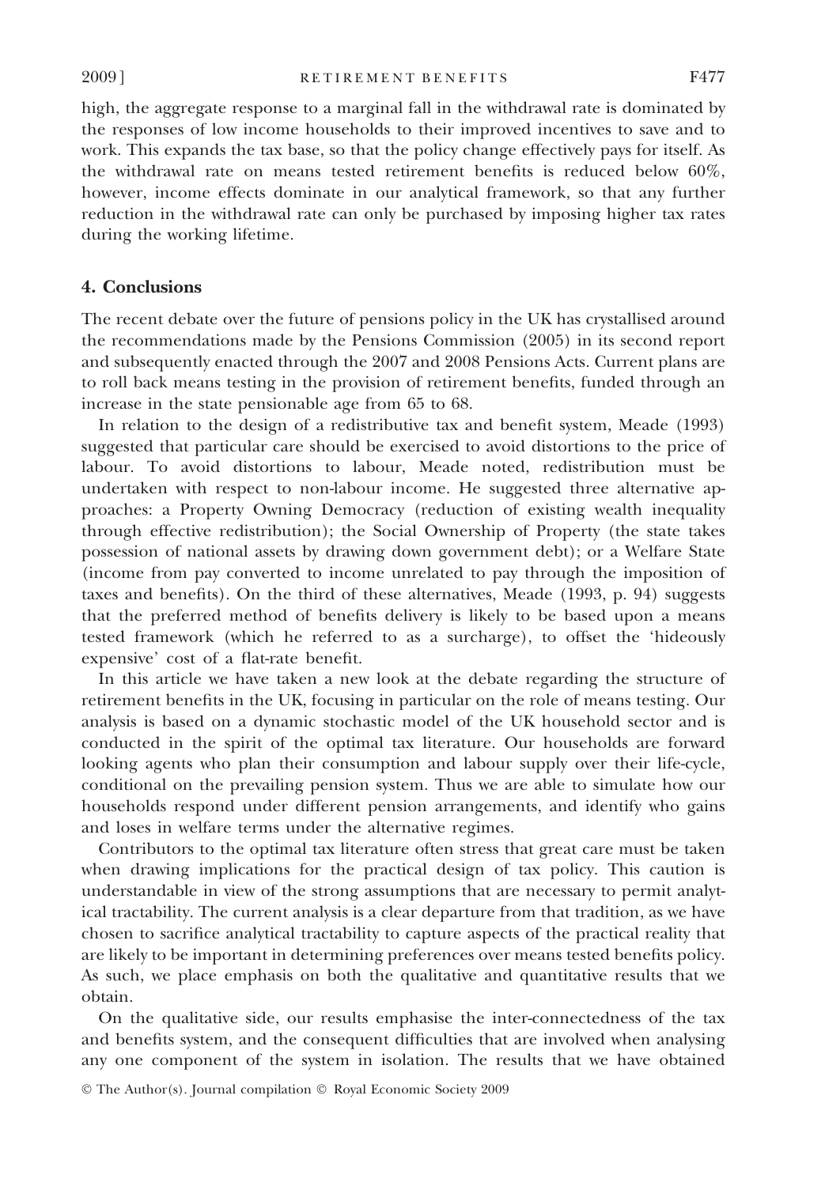high, the aggregate response to a marginal fall in the withdrawal rate is dominated by the responses of low income households to their improved incentives to save and to work. This expands the tax base, so that the policy change effectively pays for itself. As the withdrawal rate on means tested retirement benefits is reduced below 60%, however, income effects dominate in our analytical framework, so that any further reduction in the withdrawal rate can only be purchased by imposing higher tax rates during the working lifetime.

## 4. Conclusions

The recent debate over the future of pensions policy in the UK has crystallised around the recommendations made by the Pensions Commission (2005) in its second report and subsequently enacted through the 2007 and 2008 Pensions Acts. Current plans are to roll back means testing in the provision of retirement benefits, funded through an increase in the state pensionable age from 65 to 68.

In relation to the design of a redistributive tax and benefit system, Meade (1993) suggested that particular care should be exercised to avoid distortions to the price of labour. To avoid distortions to labour, Meade noted, redistribution must be undertaken with respect to non-labour income. He suggested three alternative approaches: a Property Owning Democracy (reduction of existing wealth inequality through effective redistribution); the Social Ownership of Property (the state takes possession of national assets by drawing down government debt); or a Welfare State (income from pay converted to income unrelated to pay through the imposition of taxes and benefits). On the third of these alternatives, Meade (1993, p. 94) suggests that the preferred method of benefits delivery is likely to be based upon a means tested framework (which he referred to as a surcharge), to offset the 'hideously expensive' cost of a flat-rate benefit.

In this article we have taken a new look at the debate regarding the structure of retirement benefits in the UK, focusing in particular on the role of means testing. Our analysis is based on a dynamic stochastic model of the UK household sector and is conducted in the spirit of the optimal tax literature. Our households are forward looking agents who plan their consumption and labour supply over their life-cycle, conditional on the prevailing pension system. Thus we are able to simulate how our households respond under different pension arrangements, and identify who gains and loses in welfare terms under the alternative regimes.

Contributors to the optimal tax literature often stress that great care must be taken when drawing implications for the practical design of tax policy. This caution is understandable in view of the strong assumptions that are necessary to permit analytical tractability. The current analysis is a clear departure from that tradition, as we have chosen to sacrifice analytical tractability to capture aspects of the practical reality that are likely to be important in determining preferences over means tested benefits policy. As such, we place emphasis on both the qualitative and quantitative results that we obtain.

On the qualitative side, our results emphasise the inter-connectedness of the tax and benefits system, and the consequent difficulties that are involved when analysing any one component of the system in isolation. The results that we have obtained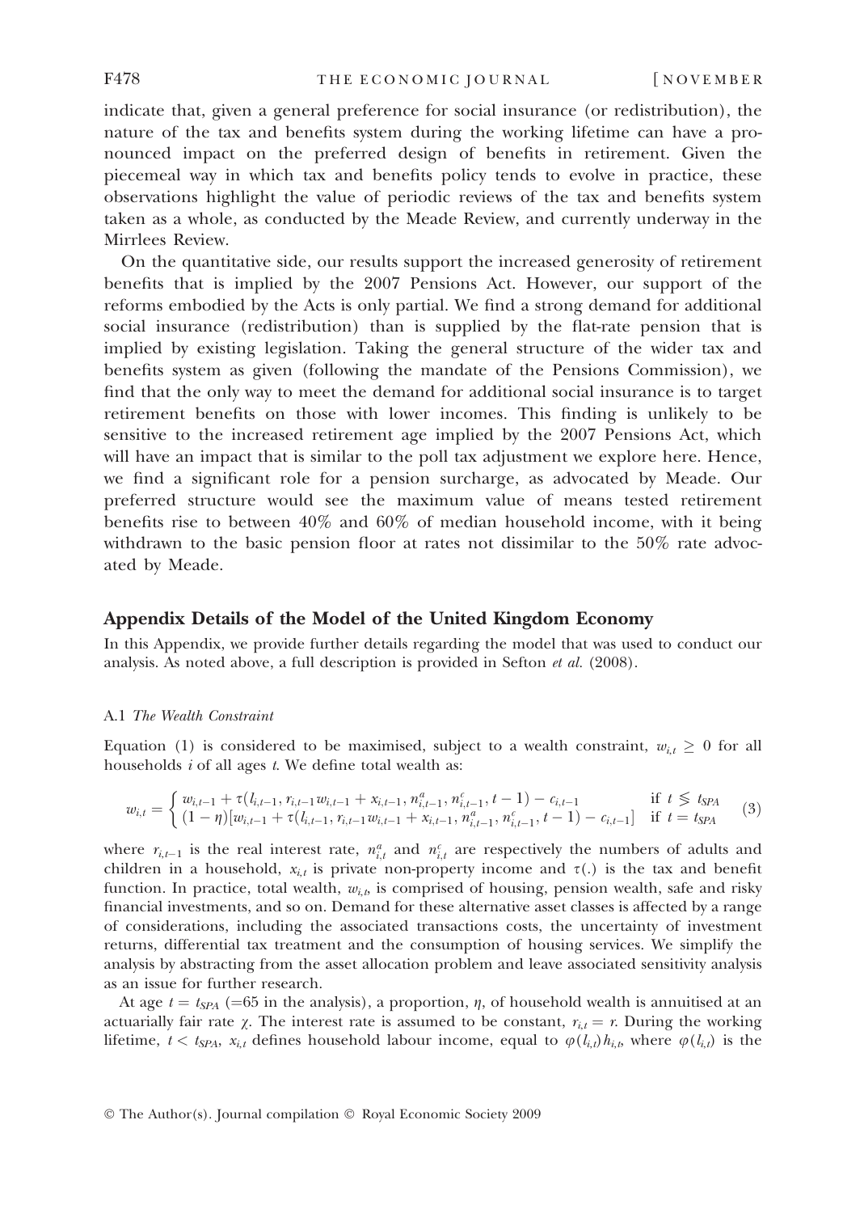indicate that, given a general preference for social insurance (or redistribution), the nature of the tax and benefits system during the working lifetime can have a pronounced impact on the preferred design of benefits in retirement. Given the piecemeal way in which tax and benefits policy tends to evolve in practice, these observations highlight the value of periodic reviews of the tax and benefits system taken as a whole, as conducted by the Meade Review, and currently underway in the Mirrlees Review.

On the quantitative side, our results support the increased generosity of retirement benefits that is implied by the 2007 Pensions Act. However, our support of the reforms embodied by the Acts is only partial. We find a strong demand for additional social insurance (redistribution) than is supplied by the flat-rate pension that is implied by existing legislation. Taking the general structure of the wider tax and benefits system as given (following the mandate of the Pensions Commission), we find that the only way to meet the demand for additional social insurance is to target retirement benefits on those with lower incomes. This finding is unlikely to be sensitive to the increased retirement age implied by the 2007 Pensions Act, which will have an impact that is similar to the poll tax adjustment we explore here. Hence, we find a significant role for a pension surcharge, as advocated by Meade. Our preferred structure would see the maximum value of means tested retirement benefits rise to between 40% and 60% of median household income, with it being withdrawn to the basic pension floor at rates not dissimilar to the 50% rate advocated by Meade.

## Appendix Details of the Model of the United Kingdom Economy

In this Appendix, we provide further details regarding the model that was used to conduct our analysis. As noted above, a full description is provided in Sefton *et al.* (2008).

### A.1 *The Wealth Constraint*

Equation (1) is considered to be maximised, subject to a wealth constraint, $w_{i,t} \geq 0$ for all households $i$ of all ages $t$. We define total wealth as:

$$w_{i,t} = \begin{cases} w_{i,t-1} + \tau(l_{i,t-1}, r_{i,t-1}w_{i,t-1} + x_{i,t-1}, n^a_{i,t-1}, n^c_{i,t-1}, t-1) - c_{i,t-1} & \text{if } t \leqslant t_{SPA} \\ (1-\eta)[w_{i,t-1} + \tau(l_{i,t-1}, r_{i,t-1}w_{i,t-1} + x_{i,t-1}, n^a_{i,t-1}, n^c_{i,t-1}, t-1) - c_{i,t-1}] & \text{if } t = t_{SPA} \end{cases} \quad (3)$$

where $r_{i,t-1}$ is the real interest rate, $n^a_{i,t}$ and $n^c_{i,t}$ are respectively the numbers of adults and children in a household, $x_{i,t}$ is private non-property income and $\tau(.)$ is the tax and benefit function. In practice, total wealth, $w_{i,t}$, is comprised of housing, pension wealth, safe and risky financial investments, and so on. Demand for these alternative asset classes is affected by a range of considerations, including the associated transactions costs, the uncertainty of investment returns, differential tax treatment and the consumption of housing services. We simplify the analysis by abstracting from the asset allocation problem and leave associated sensitivity analysis as an issue for further research.

At age $t = t_{SPA}$ (=65 in the analysis), a proportion, $\eta$, of household wealth is annuitised at an actuarially fair rate $\chi$. The interest rate is assumed to be constant, $r_{i,t} = r$. During the working lifetime, $t < t_{SPA}$, $x_{i,t}$ defines household labour income, equal to $\varphi(l_{i,t})h_{i,t}$, where $\varphi(l_{i,t})$ is the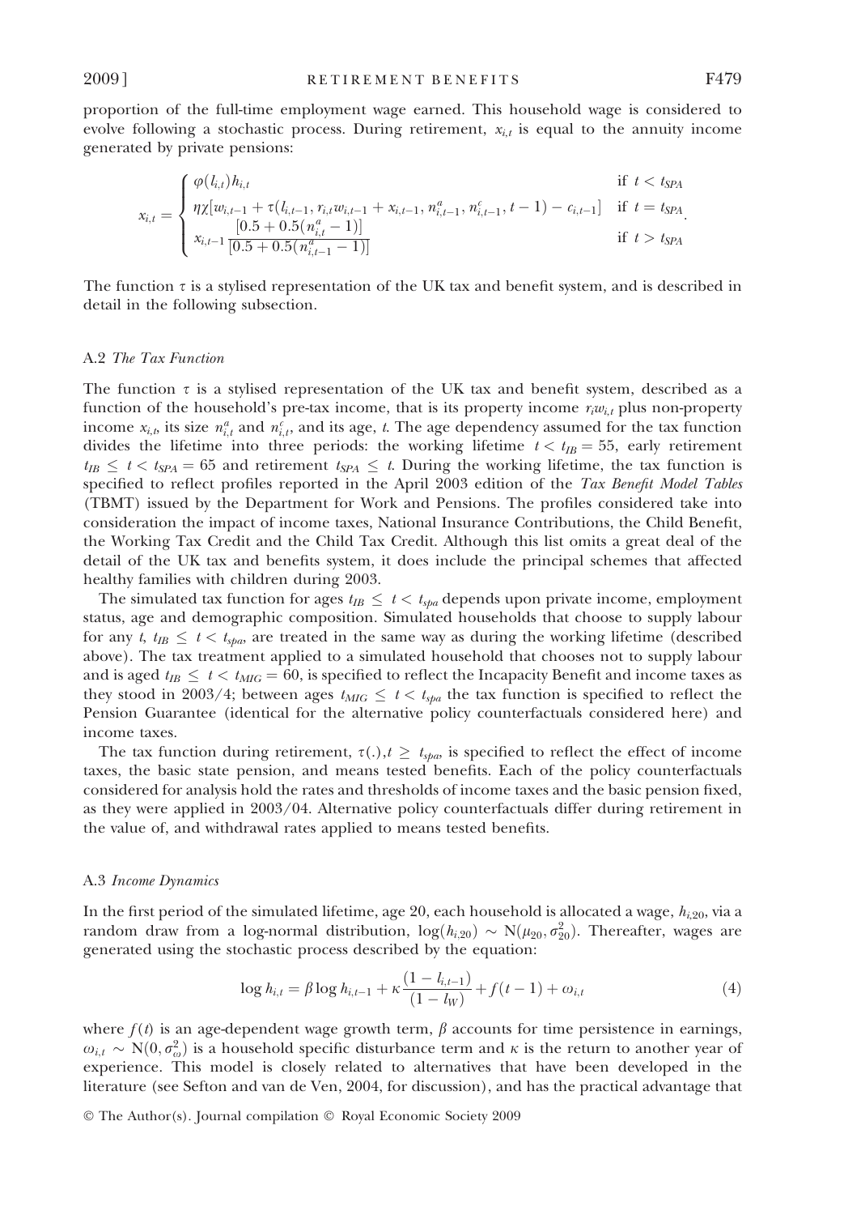proportion of the full-time employment wage earned. This household wage is considered to evolve following a stochastic process. During retirement, $x_{i,t}$ is equal to the annuity income generated by private pensions:

$$x_{i,t} = \begin{cases} \varphi(l_{i,t})h_{i,t} & \text{if } t < t_{SPA} \\ \eta\chi[w_{i,t-1} + \tau(l_{i,t-1}, r_{i,t}w_{i,t-1} + x_{i,t-1}, n^a_{i,t-1}, n^c_{i,t-1}, t-1) - c_{i,t-1}] & \text{if } t = t_{SPA} \\ x_{i,t-1}\dfrac{[0.5 + 0.5(n^a_{i,t} - 1)]}{[0.5 + 0.5(n^a_{i,t-1} - 1)]} & \text{if } t > t_{SPA} \end{cases}.$$

The function $\tau$ is a stylised representation of the UK tax and benefit system, and is described in detail in the following subsection.

### A.2 *The Tax Function*

The function $\tau$ is a stylised representation of the UK tax and benefit system, described as a function of the household's pre-tax income, that is its property income $r_i w_{i,t}$ plus non-property income $x_{i,t}$, its size $n^a_{i,t}$ and $n^c_{i,t}$, and its age, $t$. The age dependency assumed for the tax function divides the lifetime into three periods: the working lifetime $t < t_{IB} = 55$, early retirement $t_{IB} \leq t < t_{SPA} = 65$ and retirement $t_{SPA} \leq t$. During the working lifetime, the tax function is specified to reflect profiles reported in the April 2003 edition of the *Tax Benefit Model Tables* (TBMT) issued by the Department for Work and Pensions. The profiles considered take into consideration the impact of income taxes, National Insurance Contributions, the Child Benefit, the Working Tax Credit and the Child Tax Credit. Although this list omits a great deal of the detail of the UK tax and benefits system, it does include the principal schemes that affected healthy families with children during 2003.

The simulated tax function for ages $t_{IB} \leq t < t_{spa}$ depends upon private income, employment status, age and demographic composition. Simulated households that choose to supply labour for any $t$, $t_{IB} \leq t < t_{spa}$, are treated in the same way as during the working lifetime (described above). The tax treatment applied to a simulated household that chooses not to supply labour and is aged $t_{IB} \leq t < t_{MIG} = 60$, is specified to reflect the Incapacity Benefit and income taxes as they stood in 2003/4; between ages $t_{MIG} \leq t < t_{spa}$ the tax function is specified to reflect the Pension Guarantee (identical for the alternative policy counterfactuals considered here) and income taxes.

The tax function during retirement, $\tau(.), t \geq t_{spa}$, is specified to reflect the effect of income taxes, the basic state pension, and means tested benefits. Each of the policy counterfactuals considered for analysis hold the rates and thresholds of income taxes and the basic pension fixed, as they were applied in 2003/04. Alternative policy counterfactuals differ during retirement in the value of, and withdrawal rates applied to means tested benefits.

### A.3 *Income Dynamics*

In the first period of the simulated lifetime, age 20, each household is allocated a wage, $h_{i,20}$, via a random draw from a log-normal distribution, $\log(h_{i,20}) \sim \mathrm{N}(\mu_{20}, \sigma^2_{20})$. Thereafter, wages are generated using the stochastic process described by the equation:

$$\log h_{i,t} = \beta \log h_{i,t-1} + \kappa \frac{(1 - l_{i,t-1})}{(1 - l_W)} + f(t-1) + \omega_{i,t} \tag{4}$$

where $f(t)$ is an age-dependent wage growth term, $\beta$ accounts for time persistence in earnings, $\omega_{i,t} \sim \mathrm{N}(0, \sigma^2_\omega)$ is a household specific disturbance term and $\kappa$ is the return to another year of experience. This model is closely related to alternatives that have been developed in the literature (see Sefton and van de Ven, 2004, for discussion), and has the practical advantage that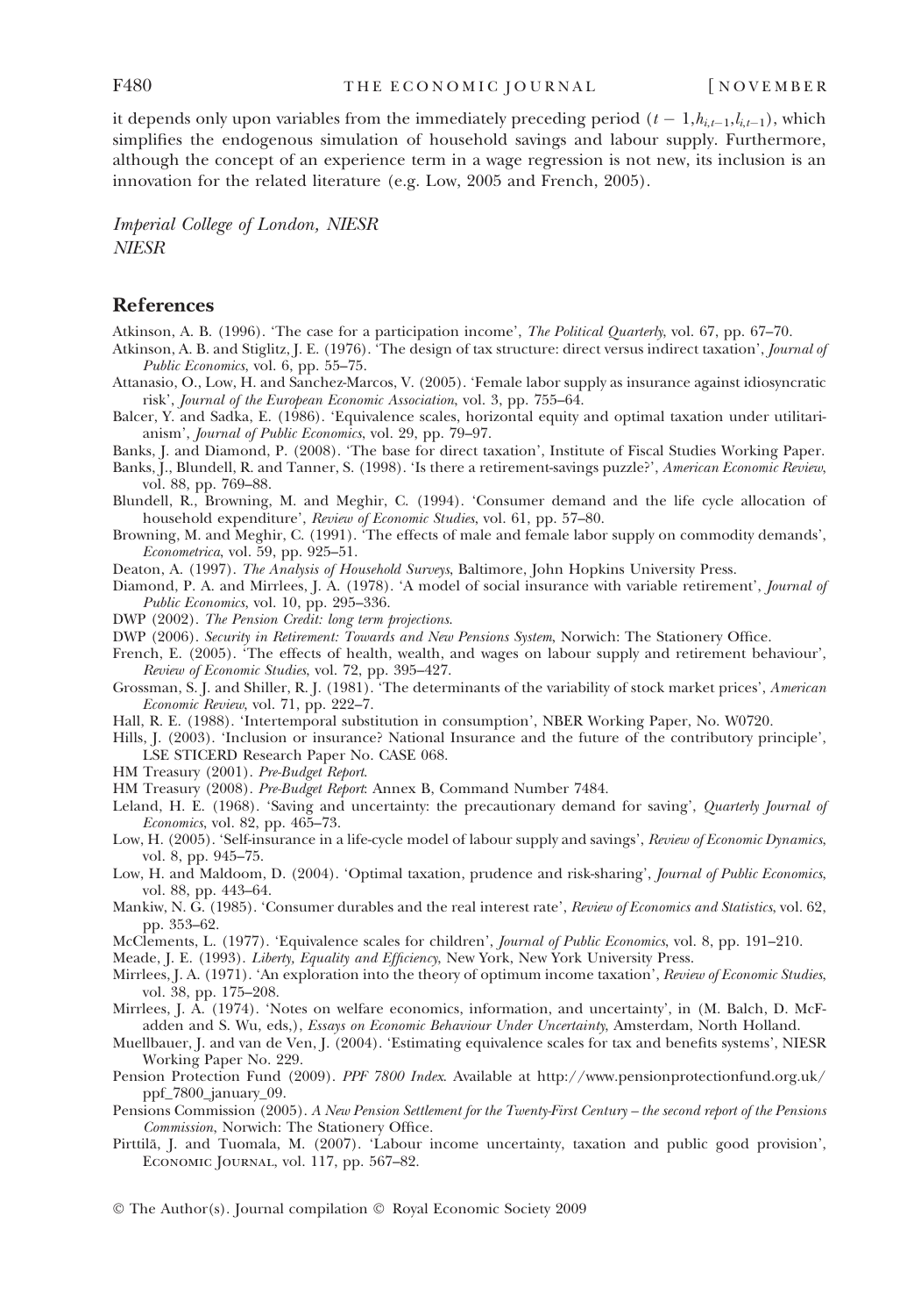it depends only upon variables from the immediately preceding period $(t-1, h_{i,t-1}, l_{i,t-1})$, which simplifies the endogenous simulation of household savings and labour supply. Furthermore, although the concept of an experience term in a wage regression is not new, its inclusion is an innovation for the related literature (e.g. Low, 2005 and French, 2005).

*Imperial College of London, NIESR*
*NIESR*

## References

Atkinson, A. B. (1996). 'The case for a participation income', *The Political Quarterly*, vol. 67, pp. 67–70.

Atkinson, A. B. and Stiglitz, J. E. (1976). 'The design of tax structure: direct versus indirect taxation', *Journal of Public Economics*, vol. 6, pp. 55–75.

Attanasio, O., Low, H. and Sanchez-Marcos, V. (2005). 'Female labor supply as insurance against idiosyncratic risk', *Journal of the European Economic Association*, vol. 3, pp. 755–64.

Balcer, Y. and Sadka, E. (1986). 'Equivalence scales, horizontal equity and optimal taxation under utilitarianism', *Journal of Public Economics*, vol. 29, pp. 79–97.

Banks, J. and Diamond, P. (2008). 'The base for direct taxation', Institute of Fiscal Studies Working Paper.

Banks, J., Blundell, R. and Tanner, S. (1998). 'Is there a retirement-savings puzzle?', *American Economic Review*, vol. 88, pp. 769–88.

Blundell, R., Browning, M. and Meghir, C. (1994). 'Consumer demand and the life cycle allocation of household expenditure', *Review of Economic Studies*, vol. 61, pp. 57–80.

Browning, M. and Meghir, C. (1991). 'The effects of male and female labor supply on commodity demands', *Econometrica*, vol. 59, pp. 925–51.

Deaton, A. (1997). *The Analysis of Household Surveys*, Baltimore, John Hopkins University Press.

Diamond, P. A. and Mirrlees, J. A. (1978). 'A model of social insurance with variable retirement', *Journal of Public Economics*, vol. 10, pp. 295–336.

DWP (2002). *The Pension Credit: long term projections*.

DWP (2006). *Security in Retirement: Towards and New Pensions System*, Norwich: The Stationery Office.

French, E. (2005). 'The effects of health, wealth, and wages on labour supply and retirement behaviour', *Review of Economic Studies*, vol. 72, pp. 395–427.

Grossman, S. J. and Shiller, R. J. (1981). 'The determinants of the variability of stock market prices', *American Economic Review*, vol. 71, pp. 222–7.

Hall, R. E. (1988). 'Intertemporal substitution in consumption', NBER Working Paper, No. W0720.

Hills, J. (2003). 'Inclusion or insurance? National Insurance and the future of the contributory principle', LSE STICERD Research Paper No. CASE 068.

HM Treasury (2001). *Pre-Budget Report*.

HM Treasury (2008). *Pre-Budget Report*: Annex B, Command Number 7484.

Leland, H. E. (1968). 'Saving and uncertainty: the precautionary demand for saving', *Quarterly Journal of Economics*, vol. 82, pp. 465–73.

Low, H. (2005). 'Self-insurance in a life-cycle model of labour supply and savings', *Review of Economic Dynamics*, vol. 8, pp. 945–75.

Low, H. and Maldoom, D. (2004). 'Optimal taxation, prudence and risk-sharing', *Journal of Public Economics*, vol. 88, pp. 443–64.

Mankiw, N. G. (1985). 'Consumer durables and the real interest rate', *Review of Economics and Statistics*, vol. 62, pp. 353–62.

McClements, L. (1977). 'Equivalence scales for children', *Journal of Public Economics*, vol. 8, pp. 191–210.

Meade, J. E. (1993). *Liberty, Equality and Efficiency*, New York, New York University Press.

Mirrlees, J. A. (1971). 'An exploration into the theory of optimum income taxation', *Review of Economic Studies*, vol. 38, pp. 175–208.

Mirrlees, J. A. (1974). 'Notes on welfare economics, information, and uncertainty', in (M. Balch, D. McFadden and S. Wu, eds,), *Essays on Economic Behaviour Under Uncertainty*, Amsterdam, North Holland.

Muellbauer, J. and van de Ven, J. (2004). 'Estimating equivalence scales for tax and benefits systems', NIESR Working Paper No. 229.

Pension Protection Fund (2009). *PPF 7800 Index*. Available at http://www.pensionprotectionfund.org.uk/ppf_7800_january_09.

Pensions Commission (2005). *A New Pension Settlement for the Twenty-First Century – the second report of the Pensions Commission*, Norwich: The Stationery Office.

Pirttilä, J. and Tuomala, M. (2007). 'Labour income uncertainty, taxation and public good provision', Economic Journal, vol. 117, pp. 567–82.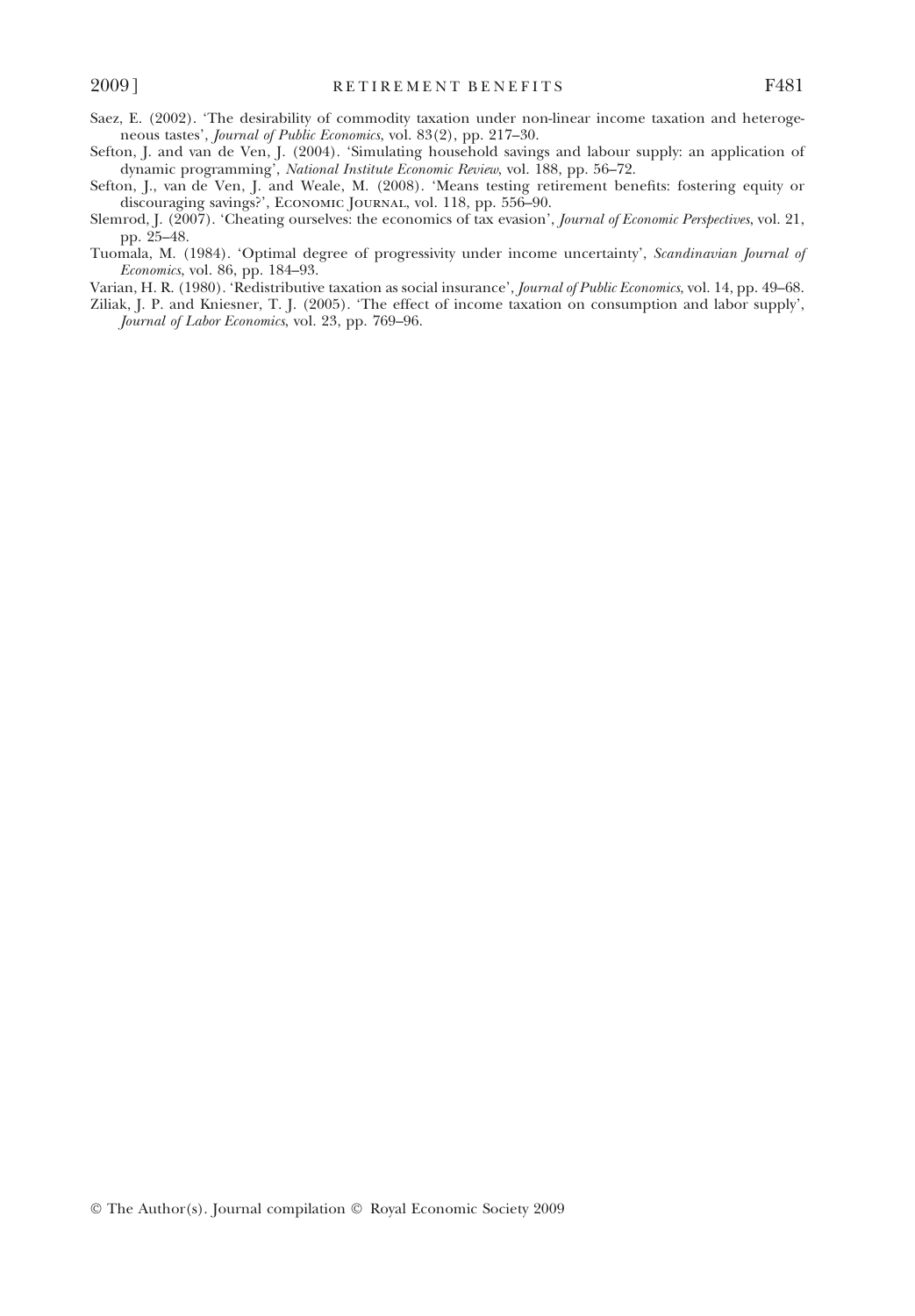Saez, E. (2002). 'The desirability of commodity taxation under non-linear income taxation and heterogeneous tastes', *Journal of Public Economics*, vol. 83(2), pp. 217–30.

Sefton, J. and van de Ven, J. (2004). 'Simulating household savings and labour supply: an application of dynamic programming', *National Institute Economic Review*, vol. 188, pp. 56–72.

Sefton, J., van de Ven, J. and Weale, M. (2008). 'Means testing retirement benefits: fostering equity or discouraging savings?', Economic Journal, vol. 118, pp. 556–90.

Slemrod, J. (2007). 'Cheating ourselves: the economics of tax evasion', *Journal of Economic Perspectives*, vol. 21, pp. 25–48.

Tuomala, M. (1984). 'Optimal degree of progressivity under income uncertainty', *Scandinavian Journal of Economics*, vol. 86, pp. 184–93.

Varian, H. R. (1980). 'Redistributive taxation as social insurance', *Journal of Public Economics*, vol. 14, pp. 49–68.

Ziliak, J. P. and Kniesner, T. J. (2005). 'The effect of income taxation on consumption and labor supply', *Journal of Labor Economics*, vol. 23, pp. 769–96.